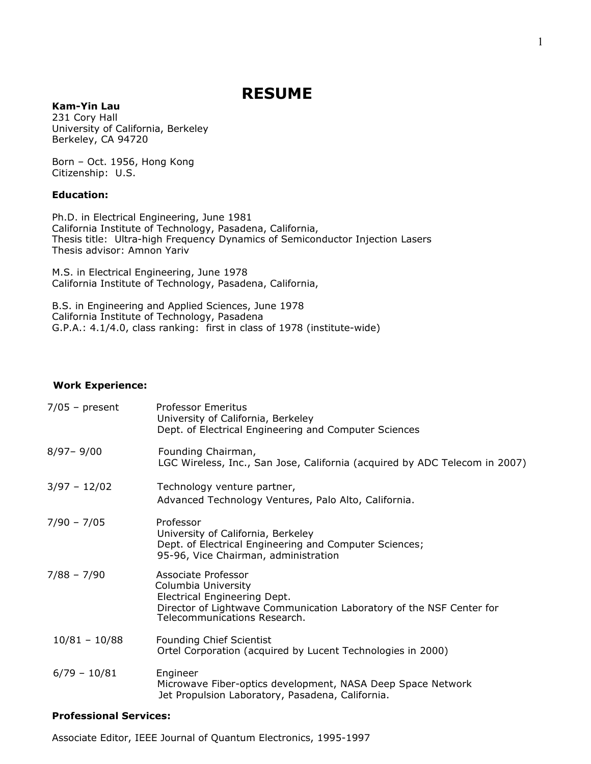# RESUME

**Kam-Yin Lau**
231 Cory Hall
University of California, Berkeley
Berkeley, CA 94720

Born – Oct. 1956, Hong Kong
Citizenship: U.S.

**Education:**

Ph.D. in Electrical Engineering, June 1981
California Institute of Technology, Pasadena, California,
Thesis title: Ultra-high Frequency Dynamics of Semiconductor Injection Lasers
Thesis advisor: Amnon Yariv

M.S. in Electrical Engineering, June 1978
California Institute of Technology, Pasadena, California,

B.S. in Engineering and Applied Sciences, June 1978
California Institute of Technology, Pasadena
G.P.A.: 4.1/4.0, class ranking: first in class of 1978 (institute-wide)

**Work Experience:**

| | |
|---|---|
| 7/05 – present | Professor Emeritus<br>University of California, Berkeley<br>Dept. of Electrical Engineering and Computer Sciences |
| 8/97– 9/00 | Founding Chairman,<br>LGC Wireless, Inc., San Jose, California (acquired by ADC Telecom in 2007) |
| 3/97 – 12/02 | Technology venture partner,<br>Advanced Technology Ventures, Palo Alto, California. |
| 7/90 – 7/05 | Professor<br>University of California, Berkeley<br>Dept. of Electrical Engineering and Computer Sciences;<br>95-96, Vice Chairman, administration |
| 7/88 – 7/90 | Associate Professor<br>Columbia University<br>Electrical Engineering Dept.<br>Director of Lightwave Communication Laboratory of the NSF Center for Telecommunications Research. |
| 10/81 – 10/88 | Founding Chief Scientist<br>Ortel Corporation (acquired by Lucent Technologies in 2000) |
| 6/79 – 10/81 | Engineer<br>Microwave Fiber-optics development, NASA Deep Space Network<br>Jet Propulsion Laboratory, Pasadena, California. |

**Professional Services:**

Associate Editor, IEEE Journal of Quantum Electronics, 1995-1997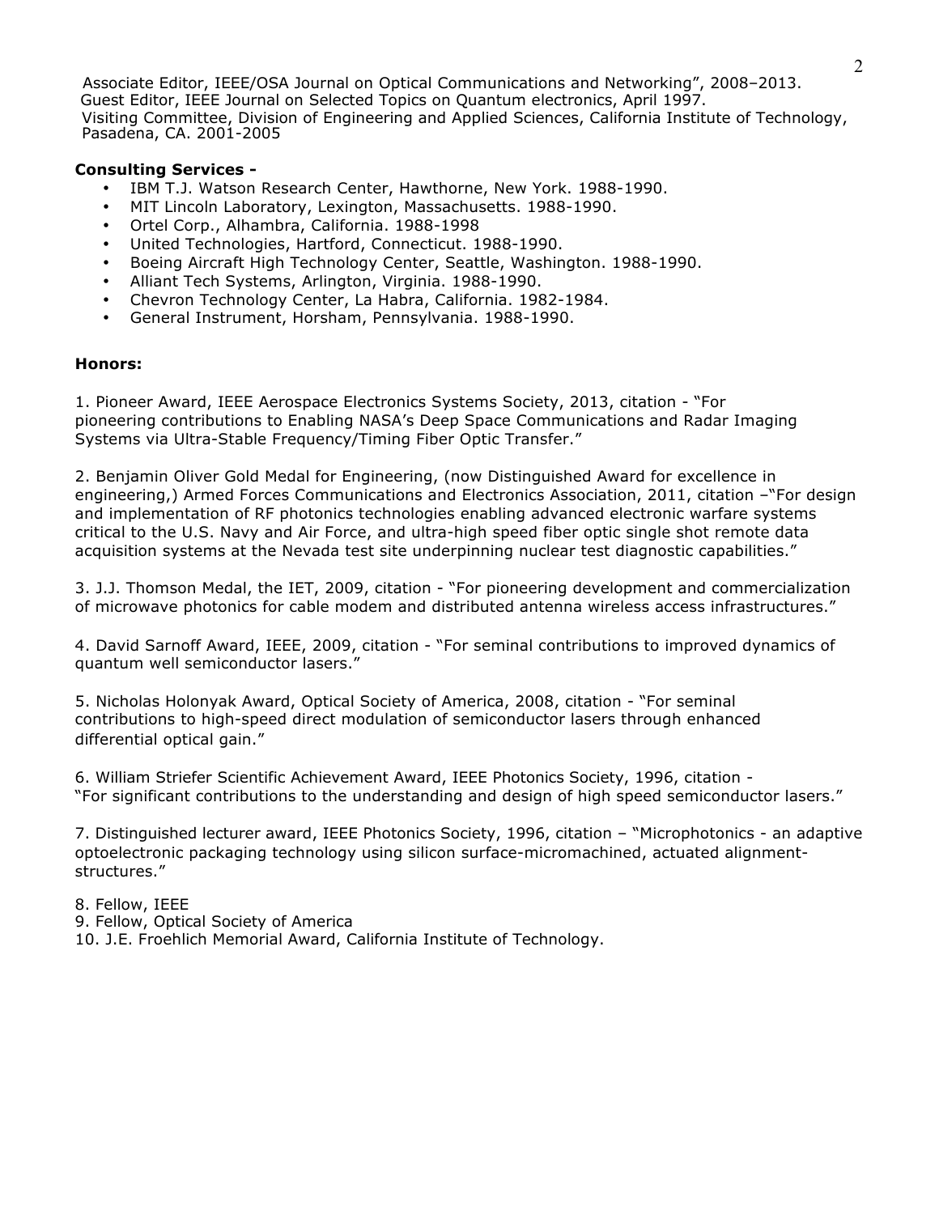Associate Editor, IEEE/OSA Journal on Optical Communications and Networking", 2008–2013.
Guest Editor, IEEE Journal on Selected Topics on Quantum electronics, April 1997.
Visiting Committee, Division of Engineering and Applied Sciences, California Institute of Technology, Pasadena, CA. 2001-2005

**Consulting Services -**

- IBM T.J. Watson Research Center, Hawthorne, New York. 1988-1990.
- MIT Lincoln Laboratory, Lexington, Massachusetts. 1988-1990.
- Ortel Corp., Alhambra, California. 1988-1998
- United Technologies, Hartford, Connecticut. 1988-1990.
- Boeing Aircraft High Technology Center, Seattle, Washington. 1988-1990.
- Alliant Tech Systems, Arlington, Virginia. 1988-1990.
- Chevron Technology Center, La Habra, California. 1982-1984.
- General Instrument, Horsham, Pennsylvania. 1988-1990.

**Honors:**

1. Pioneer Award, IEEE Aerospace Electronics Systems Society, 2013, citation - "For pioneering contributions to Enabling NASA's Deep Space Communications and Radar Imaging Systems via Ultra-Stable Frequency/Timing Fiber Optic Transfer."

2. Benjamin Oliver Gold Medal for Engineering, (now Distinguished Award for excellence in engineering,) Armed Forces Communications and Electronics Association, 2011, citation –"For design and implementation of RF photonics technologies enabling advanced electronic warfare systems critical to the U.S. Navy and Air Force, and ultra-high speed fiber optic single shot remote data acquisition systems at the Nevada test site underpinning nuclear test diagnostic capabilities."

3. J.J. Thomson Medal, the IET, 2009, citation - "For pioneering development and commercialization of microwave photonics for cable modem and distributed antenna wireless access infrastructures."

4. David Sarnoff Award, IEEE, 2009, citation - "For seminal contributions to improved dynamics of quantum well semiconductor lasers."

5. Nicholas Holonyak Award, Optical Society of America, 2008, citation - "For seminal contributions to high-speed direct modulation of semiconductor lasers through enhanced differential optical gain."

6. William Striefer Scientific Achievement Award, IEEE Photonics Society, 1996, citation - "For significant contributions to the understanding and design of high speed semiconductor lasers."

7. Distinguished lecturer award, IEEE Photonics Society, 1996, citation – "Microphotonics - an adaptive optoelectronic packaging technology using silicon surface-micromachined, actuated alignment-structures."

8. Fellow, IEEE
9. Fellow, Optical Society of America
10. J.E. Froehlich Memorial Award, California Institute of Technology.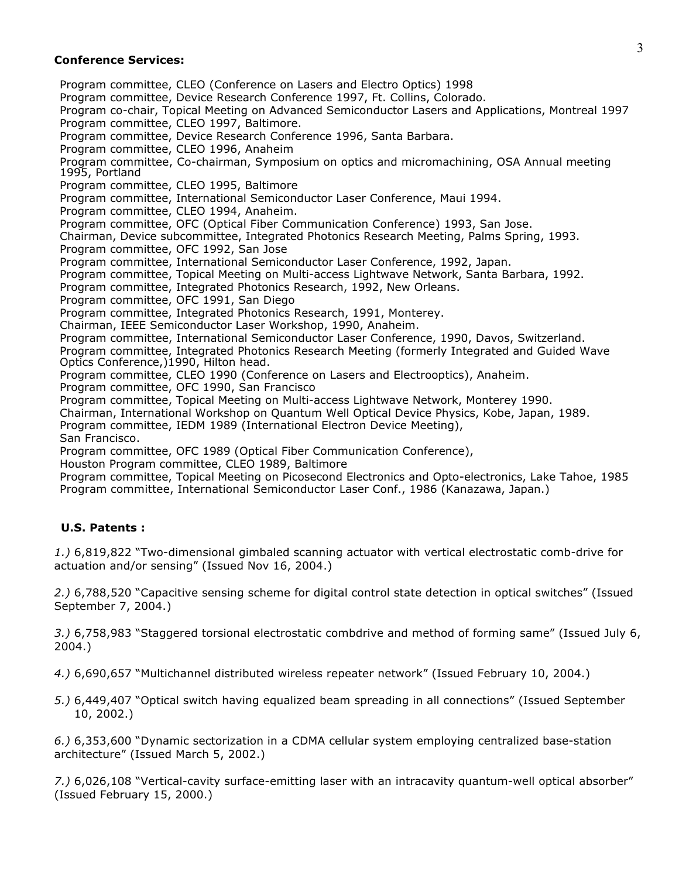**Conference Services:**

Program committee, CLEO (Conference on Lasers and Electro Optics) 1998
Program committee, Device Research Conference 1997, Ft. Collins, Colorado.
Program co-chair, Topical Meeting on Advanced Semiconductor Lasers and Applications, Montreal 1997
Program committee, CLEO 1997, Baltimore.
Program committee, Device Research Conference 1996, Santa Barbara.
Program committee, CLEO 1996, Anaheim
Program committee, Co-chairman, Symposium on optics and micromachining, OSA Annual meeting 1995, Portland
Program committee, CLEO 1995, Baltimore
Program committee, International Semiconductor Laser Conference, Maui 1994.
Program committee, CLEO 1994, Anaheim.
Program committee, OFC (Optical Fiber Communication Conference) 1993, San Jose.
Chairman, Device subcommittee, Integrated Photonics Research Meeting, Palms Spring, 1993.
Program committee, OFC 1992, San Jose
Program committee, International Semiconductor Laser Conference, 1992, Japan.
Program committee, Topical Meeting on Multi-access Lightwave Network, Santa Barbara, 1992.
Program committee, Integrated Photonics Research, 1992, New Orleans.
Program committee, OFC 1991, San Diego
Program committee, Integrated Photonics Research, 1991, Monterey.
Chairman, IEEE Semiconductor Laser Workshop, 1990, Anaheim.
Program committee, International Semiconductor Laser Conference, 1990, Davos, Switzerland.
Program committee, Integrated Photonics Research Meeting (formerly Integrated and Guided Wave Optics Conference,)1990, Hilton head.
Program committee, CLEO 1990 (Conference on Lasers and Electrooptics), Anaheim.
Program committee, OFC 1990, San Francisco
Program committee, Topical Meeting on Multi-access Lightwave Network, Monterey 1990.
Chairman, International Workshop on Quantum Well Optical Device Physics, Kobe, Japan, 1989.
Program committee, IEDM 1989 (International Electron Device Meeting), San Francisco.
Program committee, OFC 1989 (Optical Fiber Communication Conference), Houston Program committee, CLEO 1989, Baltimore
Program committee, Topical Meeting on Picosecond Electronics and Opto-electronics, Lake Tahoe, 1985
Program committee, International Semiconductor Laser Conf., 1986 (Kanazawa, Japan.)

**U.S. Patents :**

*1.)* 6,819,822 "Two-dimensional gimbaled scanning actuator with vertical electrostatic comb-drive for actuation and/or sensing" (Issued Nov 16, 2004.)

*2.)* 6,788,520 "Capacitive sensing scheme for digital control state detection in optical switches" (Issued September 7, 2004.)

*3.)* 6,758,983 "Staggered torsional electrostatic combdrive and method of forming same" (Issued July 6, 2004.)

*4.)* 6,690,657 "Multichannel distributed wireless repeater network" (Issued February 10, 2004.)

*5.)* 6,449,407 "Optical switch having equalized beam spreading in all connections" (Issued September 10, 2002.)

*6.)* 6,353,600 "Dynamic sectorization in a CDMA cellular system employing centralized base-station architecture" (Issued March 5, 2002.)

*7.)* 6,026,108 "Vertical-cavity surface-emitting laser with an intracavity quantum-well optical absorber" (Issued February 15, 2000.)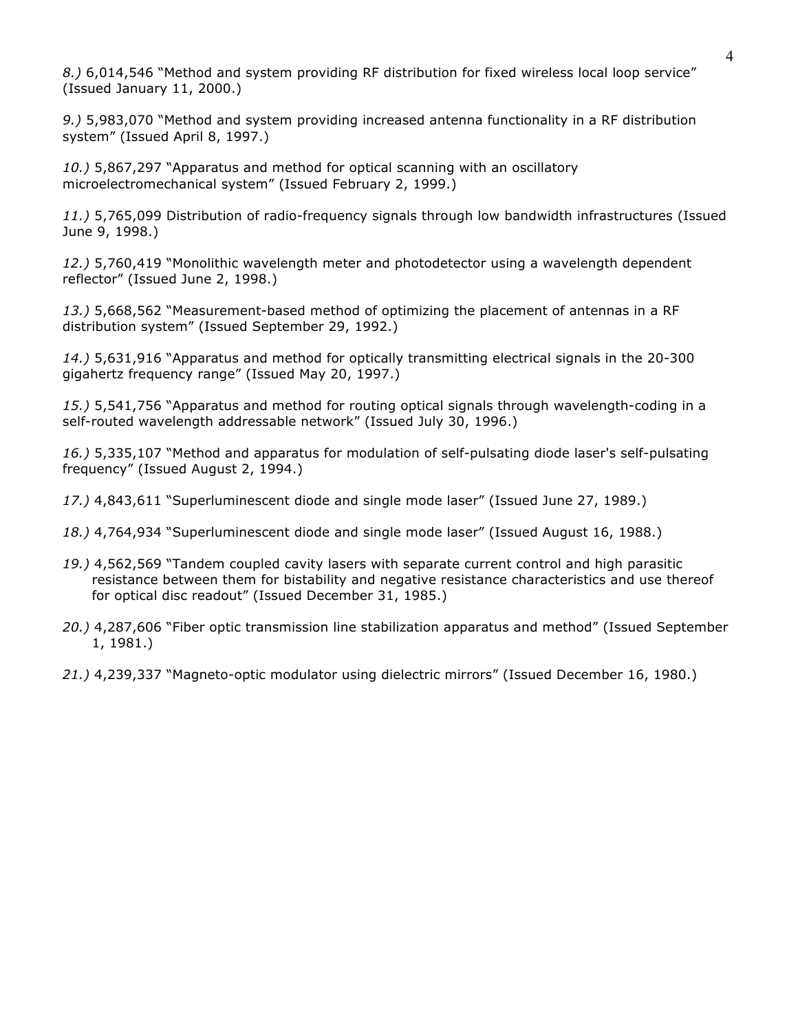*8.)* 6,014,546 "Method and system providing RF distribution for fixed wireless local loop service" (Issued January 11, 2000.)

*9.)* 5,983,070 "Method and system providing increased antenna functionality in a RF distribution system" (Issued April 8, 1997.)

*10.)* 5,867,297 "Apparatus and method for optical scanning with an oscillatory microelectromechanical system" (Issued February 2, 1999.)

*11.)* 5,765,099 Distribution of radio-frequency signals through low bandwidth infrastructures (Issued June 9, 1998.)

*12.)* 5,760,419 "Monolithic wavelength meter and photodetector using a wavelength dependent reflector" (Issued June 2, 1998.)

*13.)* 5,668,562 "Measurement-based method of optimizing the placement of antennas in a RF distribution system" (Issued September 29, 1992.)

*14.)* 5,631,916 "Apparatus and method for optically transmitting electrical signals in the 20-300 gigahertz frequency range" (Issued May 20, 1997.)

*15.)* 5,541,756 "Apparatus and method for routing optical signals through wavelength-coding in a self-routed wavelength addressable network" (Issued July 30, 1996.)

*16.)* 5,335,107 "Method and apparatus for modulation of self-pulsating diode laser's self-pulsating frequency" (Issued August 2, 1994.)

*17.)* 4,843,611 "Superluminescent diode and single mode laser" (Issued June 27, 1989.)

*18.)* 4,764,934 "Superluminescent diode and single mode laser" (Issued August 16, 1988.)

*19.)* 4,562,569 "Tandem coupled cavity lasers with separate current control and high parasitic resistance between them for bistability and negative resistance characteristics and use thereof for optical disc readout" (Issued December 31, 1985.)

*20.)* 4,287,606 "Fiber optic transmission line stabilization apparatus and method" (Issued September 1, 1981.)

*21.)* 4,239,337 "Magneto-optic modulator using dielectric mirrors" (Issued December 16, 1980.)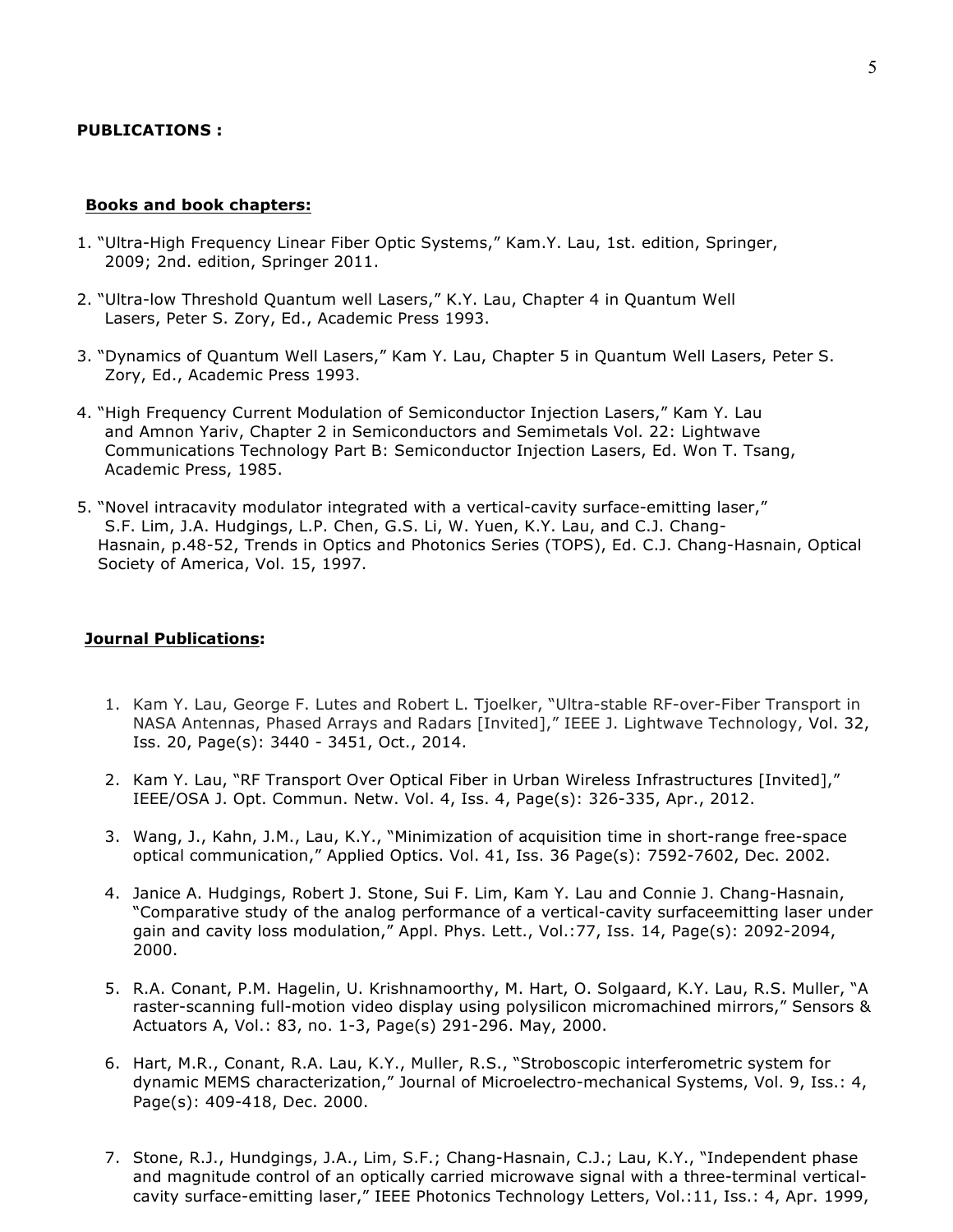**PUBLICATIONS :**

**Books and book chapters:**

1. "Ultra-High Frequency Linear Fiber Optic Systems," Kam.Y. Lau, 1st. edition, Springer, 2009; 2nd. edition, Springer 2011.

2. "Ultra-low Threshold Quantum well Lasers," K.Y. Lau, Chapter 4 in Quantum Well Lasers, Peter S. Zory, Ed., Academic Press 1993.

3. "Dynamics of Quantum Well Lasers," Kam Y. Lau, Chapter 5 in Quantum Well Lasers, Peter S. Zory, Ed., Academic Press 1993.

4. "High Frequency Current Modulation of Semiconductor Injection Lasers," Kam Y. Lau and Amnon Yariv, Chapter 2 in Semiconductors and Semimetals Vol. 22: Lightwave Communications Technology Part B: Semiconductor Injection Lasers, Ed. Won T. Tsang, Academic Press, 1985.

5. "Novel intracavity modulator integrated with a vertical-cavity surface-emitting laser," S.F. Lim, J.A. Hudgings, L.P. Chen, G.S. Li, W. Yuen, K.Y. Lau, and C.J. Chang-Hasnain, p.48-52, Trends in Optics and Photonics Series (TOPS), Ed. C.J. Chang-Hasnain, Optical Society of America, Vol. 15, 1997.

**Journal Publications:**

1. Kam Y. Lau, George F. Lutes and Robert L. Tjoelker, "Ultra-stable RF-over-Fiber Transport in NASA Antennas, Phased Arrays and Radars [Invited]," IEEE J. Lightwave Technology, Vol. 32, Iss. 20, Page(s): 3440 - 3451, Oct., 2014.

2. Kam Y. Lau, "RF Transport Over Optical Fiber in Urban Wireless Infrastructures [Invited]," IEEE/OSA J. Opt. Commun. Netw. Vol. 4, Iss. 4, Page(s): 326-335, Apr., 2012.

3. Wang, J., Kahn, J.M., Lau, K.Y., "Minimization of acquisition time in short-range free-space optical communication," Applied Optics. Vol. 41, Iss. 36 Page(s): 7592-7602, Dec. 2002.

4. Janice A. Hudgings, Robert J. Stone, Sui F. Lim, Kam Y. Lau and Connie J. Chang-Hasnain, "Comparative study of the analog performance of a vertical-cavity surfaceemitting laser under gain and cavity loss modulation," Appl. Phys. Lett., Vol.:77, Iss. 14, Page(s): 2092-2094, 2000.

5. R.A. Conant, P.M. Hagelin, U. Krishnamoorthy, M. Hart, O. Solgaard, K.Y. Lau, R.S. Muller, "A raster-scanning full-motion video display using polysilicon micromachined mirrors," Sensors & Actuators A, Vol.: 83, no. 1-3, Page(s) 291-296. May, 2000.

6. Hart, M.R., Conant, R.A. Lau, K.Y., Muller, R.S., "Stroboscopic interferometric system for dynamic MEMS characterization," Journal of Microelectro-mechanical Systems, Vol. 9, Iss.: 4, Page(s): 409-418, Dec. 2000.

7. Stone, R.J., Hundgings, J.A., Lim, S.F.; Chang-Hasnain, C.J.; Lau, K.Y., "Independent phase and magnitude control of an optically carried microwave signal with a three-terminal vertical-cavity surface-emitting laser," IEEE Photonics Technology Letters, Vol.:11, Iss.: 4, Apr. 1999,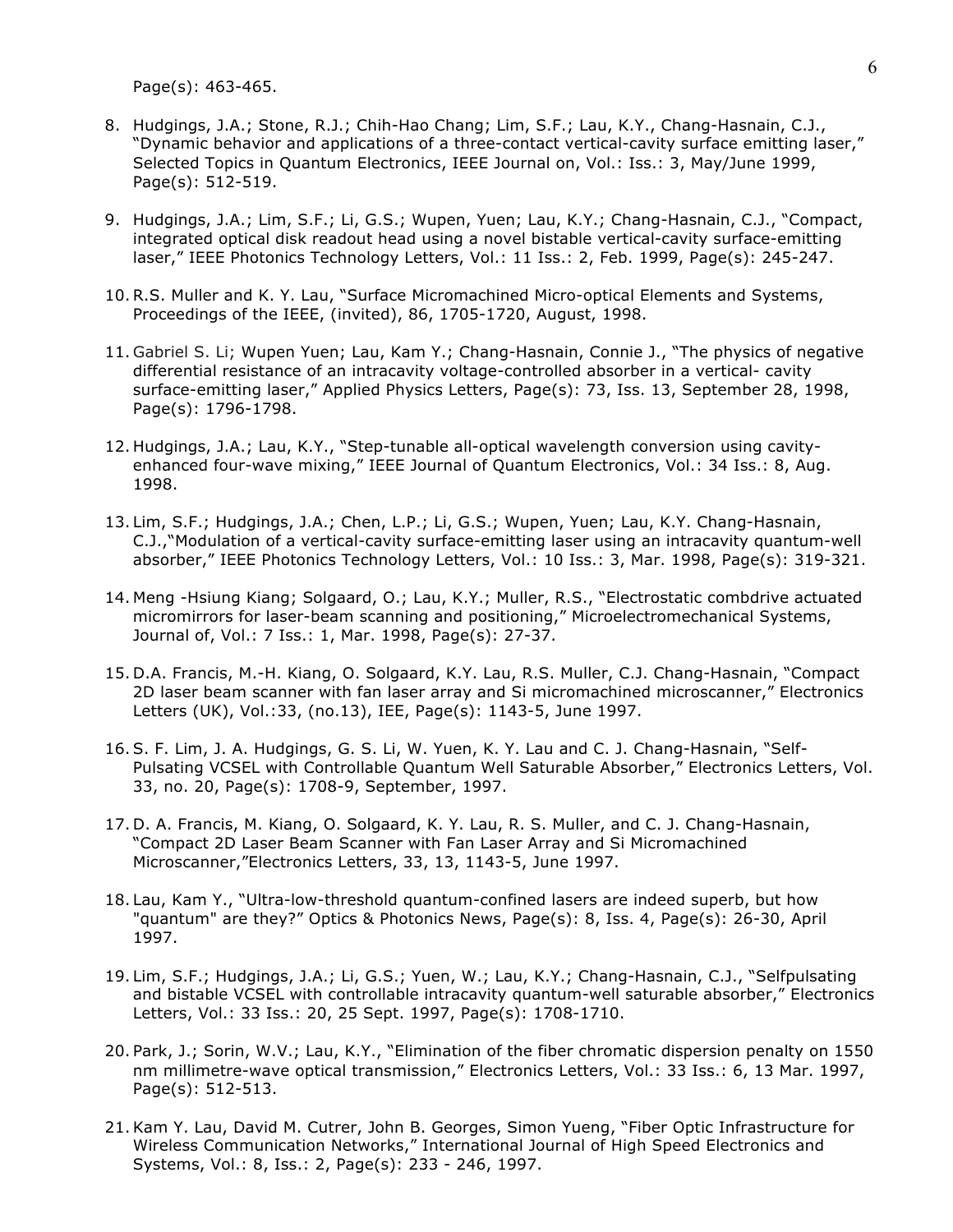Page(s): 463-465.

8. Hudgings, J.A.; Stone, R.J.; Chih-Hao Chang; Lim, S.F.; Lau, K.Y., Chang-Hasnain, C.J., "Dynamic behavior and applications of a three-contact vertical-cavity surface emitting laser," Selected Topics in Quantum Electronics, IEEE Journal on, Vol.: Iss.: 3, May/June 1999, Page(s): 512-519.

9. Hudgings, J.A.; Lim, S.F.; Li, G.S.; Wupen, Yuen; Lau, K.Y.; Chang-Hasnain, C.J., "Compact, integrated optical disk readout head using a novel bistable vertical-cavity surface-emitting laser," IEEE Photonics Technology Letters, Vol.: 11 Iss.: 2, Feb. 1999, Page(s): 245-247.

10. R.S. Muller and K. Y. Lau, "Surface Micromachined Micro-optical Elements and Systems, Proceedings of the IEEE, (invited), 86, 1705-1720, August, 1998.

11. Gabriel S. Li; Wupen Yuen; Lau, Kam Y.; Chang-Hasnain, Connie J., "The physics of negative differential resistance of an intracavity voltage-controlled absorber in a vertical- cavity surface-emitting laser," Applied Physics Letters, Page(s): 73, Iss. 13, September 28, 1998, Page(s): 1796-1798.

12. Hudgings, J.A.; Lau, K.Y., "Step-tunable all-optical wavelength conversion using cavity-enhanced four-wave mixing," IEEE Journal of Quantum Electronics, Vol.: 34 Iss.: 8, Aug. 1998.

13. Lim, S.F.; Hudgings, J.A.; Chen, L.P.; Li, G.S.; Wupen, Yuen; Lau, K.Y. Chang-Hasnain, C.J.,"Modulation of a vertical-cavity surface-emitting laser using an intracavity quantum-well absorber," IEEE Photonics Technology Letters, Vol.: 10 Iss.: 3, Mar. 1998, Page(s): 319-321.

14. Meng -Hsiung Kiang; Solgaard, O.; Lau, K.Y.; Muller, R.S., "Electrostatic combdrive actuated micromirrors for laser-beam scanning and positioning," Microelectromechanical Systems, Journal of, Vol.: 7 Iss.: 1, Mar. 1998, Page(s): 27-37.

15. D.A. Francis, M.-H. Kiang, O. Solgaard, K.Y. Lau, R.S. Muller, C.J. Chang-Hasnain, "Compact 2D laser beam scanner with fan laser array and Si micromachined microscanner," Electronics Letters (UK), Vol.:33, (no.13), IEE, Page(s): 1143-5, June 1997.

16. S. F. Lim, J. A. Hudgings, G. S. Li, W. Yuen, K. Y. Lau and C. J. Chang-Hasnain, "Self-Pulsating VCSEL with Controllable Quantum Well Saturable Absorber," Electronics Letters, Vol. 33, no. 20, Page(s): 1708-9, September, 1997.

17. D. A. Francis, M. Kiang, O. Solgaard, K. Y. Lau, R. S. Muller, and C. J. Chang-Hasnain, "Compact 2D Laser Beam Scanner with Fan Laser Array and Si Micromachined Microscanner,"Electronics Letters, 33, 13, 1143-5, June 1997.

18. Lau, Kam Y., "Ultra-low-threshold quantum-confined lasers are indeed superb, but how "quantum" are they?" Optics & Photonics News, Page(s): 8, Iss. 4, Page(s): 26-30, April 1997.

19. Lim, S.F.; Hudgings, J.A.; Li, G.S.; Yuen, W.; Lau, K.Y.; Chang-Hasnain, C.J., "Selfpulsating and bistable VCSEL with controllable intracavity quantum-well saturable absorber," Electronics Letters, Vol.: 33 Iss.: 20, 25 Sept. 1997, Page(s): 1708-1710.

20. Park, J.; Sorin, W.V.; Lau, K.Y., "Elimination of the fiber chromatic dispersion penalty on 1550 nm millimetre-wave optical transmission," Electronics Letters, Vol.: 33 Iss.: 6, 13 Mar. 1997, Page(s): 512-513.

21. Kam Y. Lau, David M. Cutrer, John B. Georges, Simon Yueng, "Fiber Optic Infrastructure for Wireless Communication Networks," International Journal of High Speed Electronics and Systems, Vol.: 8, Iss.: 2, Page(s): 233 - 246, 1997.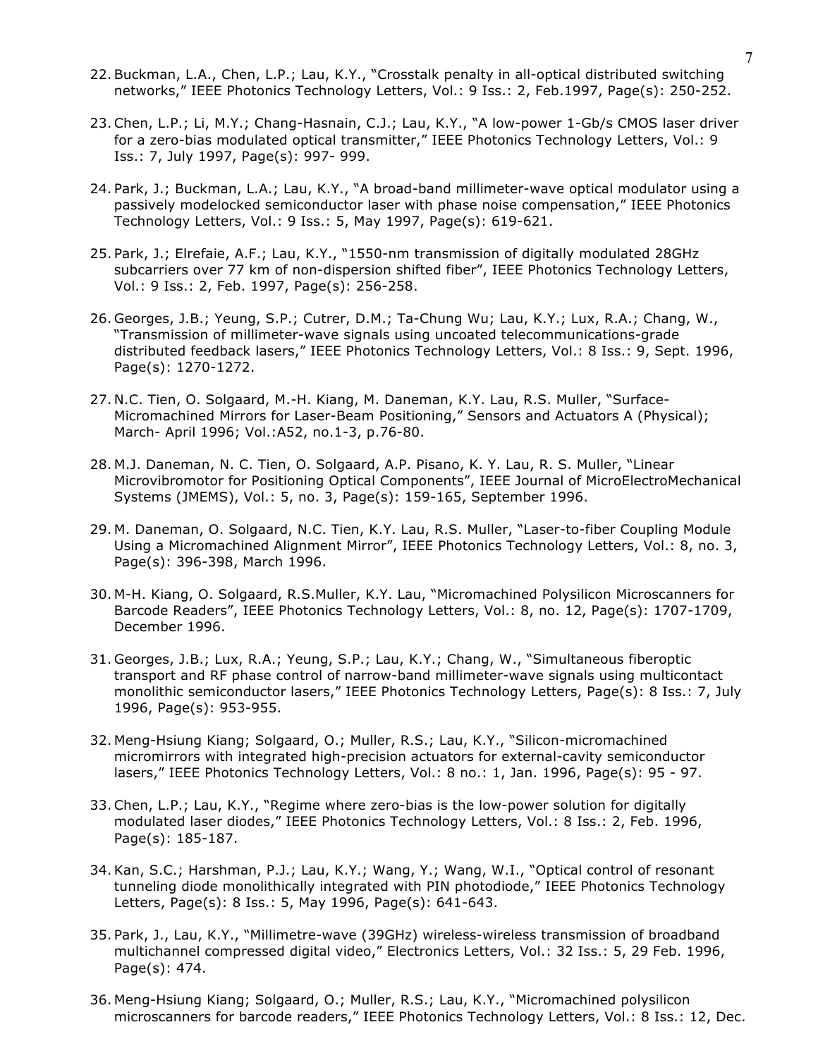22. Buckman, L.A., Chen, L.P.; Lau, K.Y., "Crosstalk penalty in all-optical distributed switching networks," IEEE Photonics Technology Letters, Vol.: 9 Iss.: 2, Feb.1997, Page(s): 250-252.

23. Chen, L.P.; Li, M.Y.; Chang-Hasnain, C.J.; Lau, K.Y., "A low-power 1-Gb/s CMOS laser driver for a zero-bias modulated optical transmitter," IEEE Photonics Technology Letters, Vol.: 9 Iss.: 7, July 1997, Page(s): 997- 999.

24. Park, J.; Buckman, L.A.; Lau, K.Y., "A broad-band millimeter-wave optical modulator using a passively modelocked semiconductor laser with phase noise compensation," IEEE Photonics Technology Letters, Vol.: 9 Iss.: 5, May 1997, Page(s): 619-621.

25. Park, J.; Elrefaie, A.F.; Lau, K.Y., "1550-nm transmission of digitally modulated 28GHz subcarriers over 77 km of non-dispersion shifted fiber", IEEE Photonics Technology Letters, Vol.: 9 Iss.: 2, Feb. 1997, Page(s): 256-258.

26. Georges, J.B.; Yeung, S.P.; Cutrer, D.M.; Ta-Chung Wu; Lau, K.Y.; Lux, R.A.; Chang, W., "Transmission of millimeter-wave signals using uncoated telecommunications-grade distributed feedback lasers," IEEE Photonics Technology Letters, Vol.: 8 Iss.: 9, Sept. 1996, Page(s): 1270-1272.

27. N.C. Tien, O. Solgaard, M.-H. Kiang, M. Daneman, K.Y. Lau, R.S. Muller, "Surface-Micromachined Mirrors for Laser-Beam Positioning," Sensors and Actuators A (Physical); March- April 1996; Vol.:A52, no.1-3, p.76-80.

28. M.J. Daneman, N. C. Tien, O. Solgaard, A.P. Pisano, K. Y. Lau, R. S. Muller, "Linear Microvibromotor for Positioning Optical Components", IEEE Journal of MicroElectroMechanical Systems (JMEMS), Vol.: 5, no. 3, Page(s): 159-165, September 1996.

29. M. Daneman, O. Solgaard, N.C. Tien, K.Y. Lau, R.S. Muller, "Laser-to-fiber Coupling Module Using a Micromachined Alignment Mirror", IEEE Photonics Technology Letters, Vol.: 8, no. 3, Page(s): 396-398, March 1996.

30. M-H. Kiang, O. Solgaard, R.S.Muller, K.Y. Lau, "Micromachined Polysilicon Microscanners for Barcode Readers", IEEE Photonics Technology Letters, Vol.: 8, no. 12, Page(s): 1707-1709, December 1996.

31. Georges, J.B.; Lux, R.A.; Yeung, S.P.; Lau, K.Y.; Chang, W., "Simultaneous fiberoptic transport and RF phase control of narrow-band millimeter-wave signals using multicontact monolithic semiconductor lasers," IEEE Photonics Technology Letters, Page(s): 8 Iss.: 7, July 1996, Page(s): 953-955.

32. Meng-Hsiung Kiang; Solgaard, O.; Muller, R.S.; Lau, K.Y., "Silicon-micromachined micromirrors with integrated high-precision actuators for external-cavity semiconductor lasers," IEEE Photonics Technology Letters, Vol.: 8 no.: 1, Jan. 1996, Page(s): 95 - 97.

33. Chen, L.P.; Lau, K.Y., "Regime where zero-bias is the low-power solution for digitally modulated laser diodes," IEEE Photonics Technology Letters, Vol.: 8 Iss.: 2, Feb. 1996, Page(s): 185-187.

34. Kan, S.C.; Harshman, P.J.; Lau, K.Y.; Wang, Y.; Wang, W.I., "Optical control of resonant tunneling diode monolithically integrated with PIN photodiode," IEEE Photonics Technology Letters, Page(s): 8 Iss.: 5, May 1996, Page(s): 641-643.

35. Park, J., Lau, K.Y., "Millimetre-wave (39GHz) wireless-wireless transmission of broadband multichannel compressed digital video," Electronics Letters, Vol.: 32 Iss.: 5, 29 Feb. 1996, Page(s): 474.

36. Meng-Hsiung Kiang; Solgaard, O.; Muller, R.S.; Lau, K.Y., "Micromachined polysilicon microscanners for barcode readers," IEEE Photonics Technology Letters, Vol.: 8 Iss.: 12, Dec.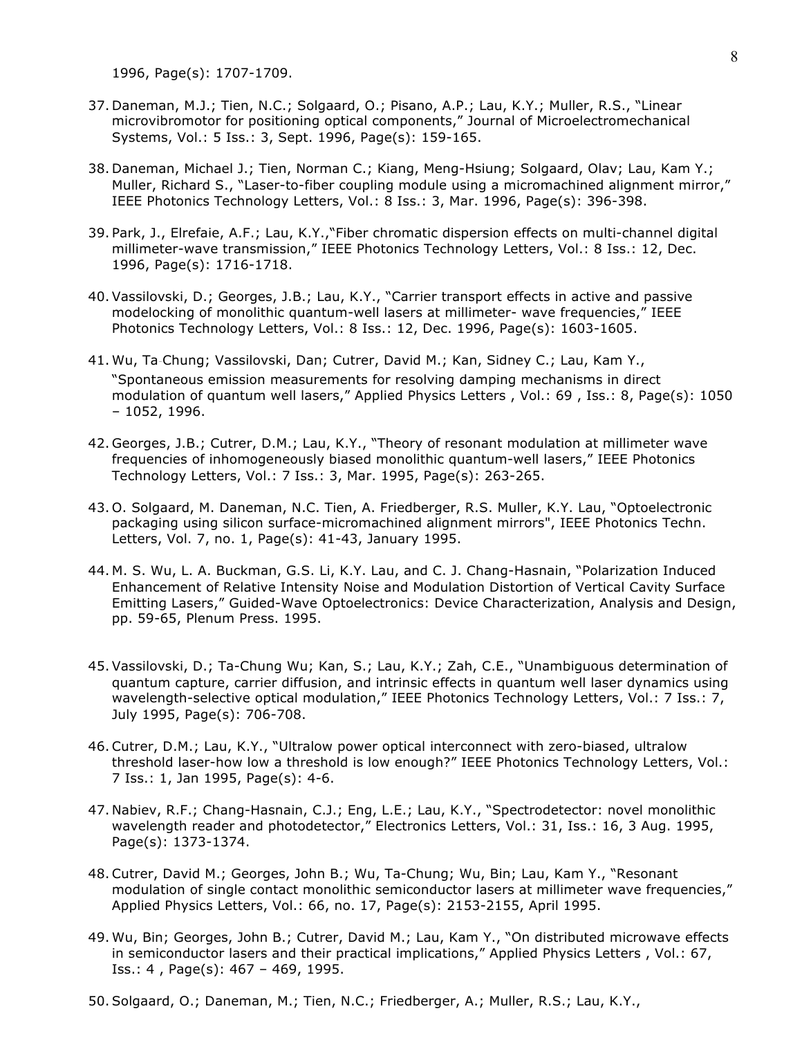1996, Page(s): 1707-1709.

37. Daneman, M.J.; Tien, N.C.; Solgaard, O.; Pisano, A.P.; Lau, K.Y.; Muller, R.S., "Linear microvibromotor for positioning optical components," Journal of Microelectromechanical Systems, Vol.: 5 Iss.: 3, Sept. 1996, Page(s): 159-165.

38. Daneman, Michael J.; Tien, Norman C.; Kiang, Meng-Hsiung; Solgaard, Olav; Lau, Kam Y.; Muller, Richard S., "Laser-to-fiber coupling module using a micromachined alignment mirror," IEEE Photonics Technology Letters, Vol.: 8 Iss.: 3, Mar. 1996, Page(s): 396-398.

39. Park, J., Elrefaie, A.F.; Lau, K.Y.,"Fiber chromatic dispersion effects on multi-channel digital millimeter-wave transmission," IEEE Photonics Technology Letters, Vol.: 8 Iss.: 12, Dec. 1996, Page(s): 1716-1718.

40. Vassilovski, D.; Georges, J.B.; Lau, K.Y., "Carrier transport effects in active and passive modelocking of monolithic quantum-well lasers at millimeter- wave frequencies," IEEE Photonics Technology Letters, Vol.: 8 Iss.: 12, Dec. 1996, Page(s): 1603-1605.

41. Wu, Ta-Chung; Vassilovski, Dan; Cutrer, David M.; Kan, Sidney C.; Lau, Kam Y., "Spontaneous emission measurements for resolving damping mechanisms in direct modulation of quantum well lasers," Applied Physics Letters , Vol.: 69 , Iss.: 8, Page(s): 1050 – 1052, 1996.

42. Georges, J.B.; Cutrer, D.M.; Lau, K.Y., "Theory of resonant modulation at millimeter wave frequencies of inhomogeneously biased monolithic quantum-well lasers," IEEE Photonics Technology Letters, Vol.: 7 Iss.: 3, Mar. 1995, Page(s): 263-265.

43. O. Solgaard, M. Daneman, N.C. Tien, A. Friedberger, R.S. Muller, K.Y. Lau, "Optoelectronic packaging using silicon surface-micromachined alignment mirrors", IEEE Photonics Techn. Letters, Vol. 7, no. 1, Page(s): 41-43, January 1995.

44. M. S. Wu, L. A. Buckman, G.S. Li, K.Y. Lau, and C. J. Chang-Hasnain, "Polarization Induced Enhancement of Relative Intensity Noise and Modulation Distortion of Vertical Cavity Surface Emitting Lasers," Guided-Wave Optoelectronics: Device Characterization, Analysis and Design, pp. 59-65, Plenum Press. 1995.

45. Vassilovski, D.; Ta-Chung Wu; Kan, S.; Lau, K.Y.; Zah, C.E., "Unambiguous determination of quantum capture, carrier diffusion, and intrinsic effects in quantum well laser dynamics using wavelength-selective optical modulation," IEEE Photonics Technology Letters, Vol.: 7 Iss.: 7, July 1995, Page(s): 706-708.

46. Cutrer, D.M.; Lau, K.Y., "Ultralow power optical interconnect with zero-biased, ultralow threshold laser-how low a threshold is low enough?" IEEE Photonics Technology Letters, Vol.: 7 Iss.: 1, Jan 1995, Page(s): 4-6.

47. Nabiev, R.F.; Chang-Hasnain, C.J.; Eng, L.E.; Lau, K.Y., "Spectrodetector: novel monolithic wavelength reader and photodetector," Electronics Letters, Vol.: 31, Iss.: 16, 3 Aug. 1995, Page(s): 1373-1374.

48. Cutrer, David M.; Georges, John B.; Wu, Ta-Chung; Wu, Bin; Lau, Kam Y., "Resonant modulation of single contact monolithic semiconductor lasers at millimeter wave frequencies," Applied Physics Letters, Vol.: 66, no. 17, Page(s): 2153-2155, April 1995.

49. Wu, Bin; Georges, John B.; Cutrer, David M.; Lau, Kam Y., "On distributed microwave effects in semiconductor lasers and their practical implications," Applied Physics Letters , Vol.: 67, Iss.: 4 , Page(s): 467 – 469, 1995.

50. Solgaard, O.; Daneman, M.; Tien, N.C.; Friedberger, A.; Muller, R.S.; Lau, K.Y.,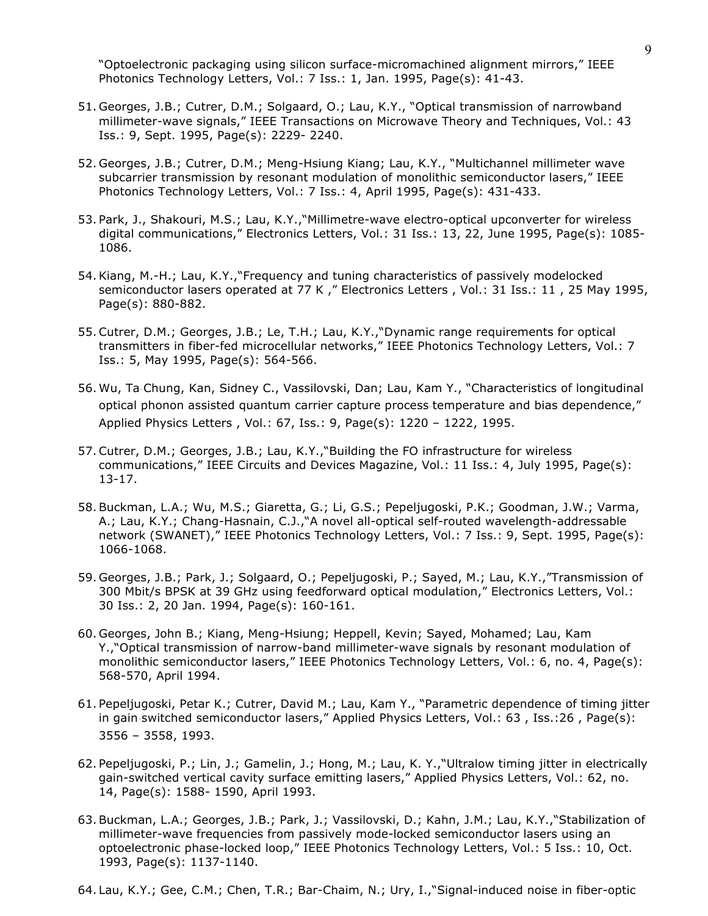"Optoelectronic packaging using silicon surface-micromachined alignment mirrors," IEEE Photonics Technology Letters, Vol.: 7 Iss.: 1, Jan. 1995, Page(s): 41-43.

51. Georges, J.B.; Cutrer, D.M.; Solgaard, O.; Lau, K.Y., "Optical transmission of narrowband millimeter-wave signals," IEEE Transactions on Microwave Theory and Techniques, Vol.: 43 Iss.: 9, Sept. 1995, Page(s): 2229- 2240.

52. Georges, J.B.; Cutrer, D.M.; Meng-Hsiung Kiang; Lau, K.Y., "Multichannel millimeter wave subcarrier transmission by resonant modulation of monolithic semiconductor lasers," IEEE Photonics Technology Letters, Vol.: 7 Iss.: 4, April 1995, Page(s): 431-433.

53. Park, J., Shakouri, M.S.; Lau, K.Y.,"Millimetre-wave electro-optical upconverter for wireless digital communications," Electronics Letters, Vol.: 31 Iss.: 13, 22, June 1995, Page(s): 1085-1086.

54. Kiang, M.-H.; Lau, K.Y.,"Frequency and tuning characteristics of passively modelocked semiconductor lasers operated at 77 K ," Electronics Letters , Vol.: 31 Iss.: 11 , 25 May 1995, Page(s): 880-882.

55. Cutrer, D.M.; Georges, J.B.; Le, T.H.; Lau, K.Y.,"Dynamic range requirements for optical transmitters in fiber-fed microcellular networks," IEEE Photonics Technology Letters, Vol.: 7 Iss.: 5, May 1995, Page(s): 564-566.

56. Wu, Ta-Chung, Kan, Sidney C., Vassilovski, Dan; Lau, Kam Y., "Characteristics of longitudinal optical phonon assisted quantum carrier capture process-temperature and bias dependence," Applied Physics Letters , Vol.: 67, Iss.: 9, Page(s): 1220 – 1222, 1995.

57. Cutrer, D.M.; Georges, J.B.; Lau, K.Y.,"Building the FO infrastructure for wireless communications," IEEE Circuits and Devices Magazine, Vol.: 11 Iss.: 4, July 1995, Page(s): 13-17.

58. Buckman, L.A.; Wu, M.S.; Giaretta, G.; Li, G.S.; Pepeljugoski, P.K.; Goodman, J.W.; Varma, A.; Lau, K.Y.; Chang-Hasnain, C.J.,"A novel all-optical self-routed wavelength-addressable network (SWANET)," IEEE Photonics Technology Letters, Vol.: 7 Iss.: 9, Sept. 1995, Page(s): 1066-1068.

59. Georges, J.B.; Park, J.; Solgaard, O.; Pepeljugoski, P.; Sayed, M.; Lau, K.Y.,"Transmission of 300 Mbit/s BPSK at 39 GHz using feedforward optical modulation," Electronics Letters, Vol.: 30 Iss.: 2, 20 Jan. 1994, Page(s): 160-161.

60. Georges, John B.; Kiang, Meng-Hsiung; Heppell, Kevin; Sayed, Mohamed; Lau, Kam Y.,"Optical transmission of narrow-band millimeter-wave signals by resonant modulation of monolithic semiconductor lasers," IEEE Photonics Technology Letters, Vol.: 6, no. 4, Page(s): 568-570, April 1994.

61. Pepeljugoski, Petar K.; Cutrer, David M.; Lau, Kam Y., "Parametric dependence of timing jitter in gain-switched semiconductor lasers," Applied Physics Letters, Vol.: 63 , Iss.:26 , Page(s): 3556 – 3558, 1993.

62. Pepeljugoski, P.; Lin, J.; Gamelin, J.; Hong, M.; Lau, K. Y.,"Ultralow timing jitter in electrically gain-switched vertical cavity surface emitting lasers," Applied Physics Letters, Vol.: 62, no. 14, Page(s): 1588- 1590, April 1993.

63. Buckman, L.A.; Georges, J.B.; Park, J.; Vassilovski, D.; Kahn, J.M.; Lau, K.Y.,"Stabilization of millimeter-wave frequencies from passively mode-locked semiconductor lasers using an optoelectronic phase-locked loop," IEEE Photonics Technology Letters, Vol.: 5 Iss.: 10, Oct. 1993, Page(s): 1137-1140.

64. Lau, K.Y.; Gee, C.M.; Chen, T.R.; Bar-Chaim, N.; Ury, I.,"Signal-induced noise in fiber-optic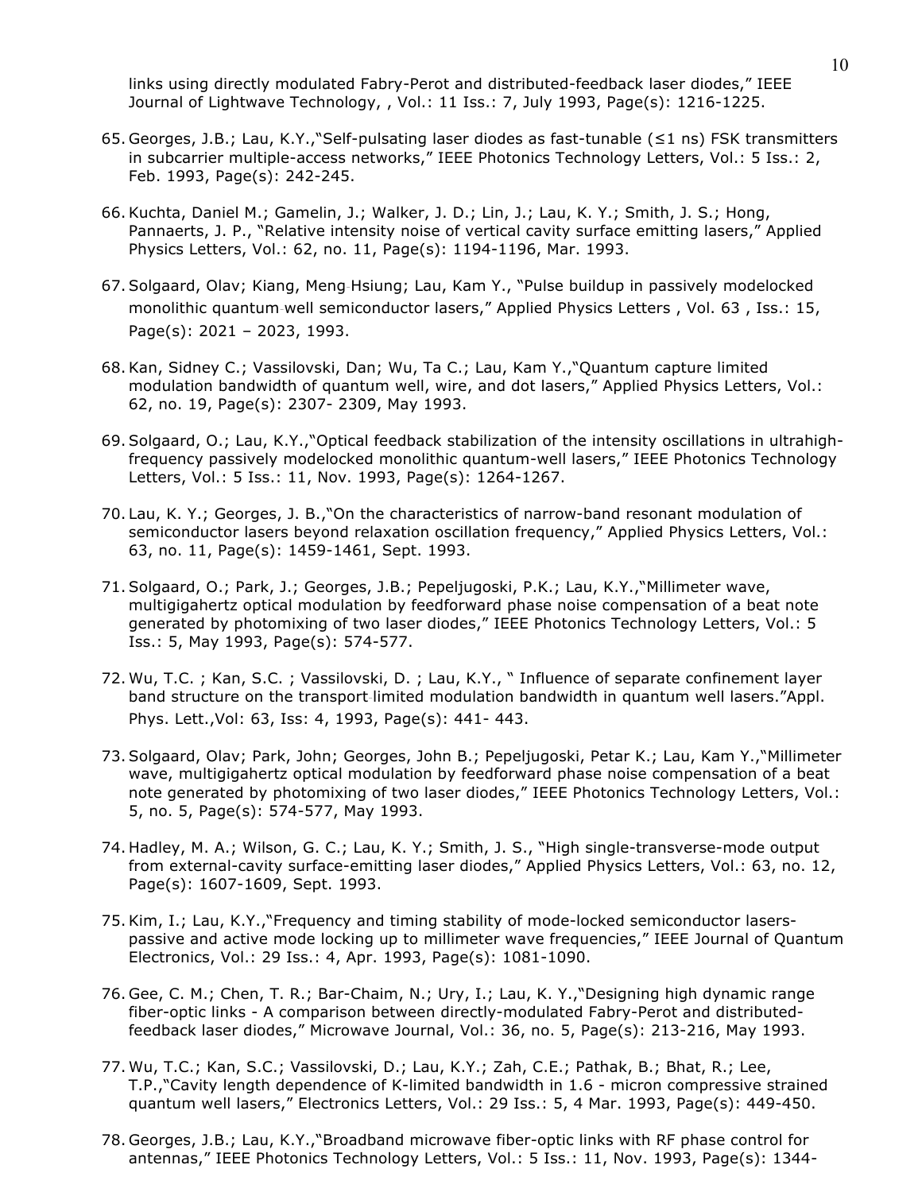links using directly modulated Fabry-Perot and distributed-feedback laser diodes," IEEE Journal of Lightwave Technology, , Vol.: 11 Iss.: 7, July 1993, Page(s): 1216-1225.

65. Georges, J.B.; Lau, K.Y.,"Self-pulsating laser diodes as fast-tunable (≤1 ns) FSK transmitters in subcarrier multiple-access networks," IEEE Photonics Technology Letters, Vol.: 5 Iss.: 2, Feb. 1993, Page(s): 242-245.

66. Kuchta, Daniel M.; Gamelin, J.; Walker, J. D.; Lin, J.; Lau, K. Y.; Smith, J. S.; Hong, Pannaerts, J. P., "Relative intensity noise of vertical cavity surface emitting lasers," Applied Physics Letters, Vol.: 62, no. 11, Page(s): 1194-1196, Mar. 1993.

67. Solgaard, Olav; Kiang, Meng‐Hsiung; Lau, Kam Y., "Pulse buildup in passively modelocked monolithic quantum‐well semiconductor lasers," Applied Physics Letters , Vol. 63 , Iss.: 15, Page(s): 2021 – 2023, 1993.

68. Kan, Sidney C.; Vassilovski, Dan; Wu, Ta C.; Lau, Kam Y.,"Quantum capture limited modulation bandwidth of quantum well, wire, and dot lasers," Applied Physics Letters, Vol.: 62, no. 19, Page(s): 2307- 2309, May 1993.

69. Solgaard, O.; Lau, K.Y.,"Optical feedback stabilization of the intensity oscillations in ultrahigh-frequency passively modelocked monolithic quantum-well lasers," IEEE Photonics Technology Letters, Vol.: 5 Iss.: 11, Nov. 1993, Page(s): 1264-1267.

70. Lau, K. Y.; Georges, J. B.,"On the characteristics of narrow-band resonant modulation of semiconductor lasers beyond relaxation oscillation frequency," Applied Physics Letters, Vol.: 63, no. 11, Page(s): 1459-1461, Sept. 1993.

71. Solgaard, O.; Park, J.; Georges, J.B.; Pepeljugoski, P.K.; Lau, K.Y.,"Millimeter wave, multigigahertz optical modulation by feedforward phase noise compensation of a beat note generated by photomixing of two laser diodes," IEEE Photonics Technology Letters, Vol.: 5 Iss.: 5, May 1993, Page(s): 574-577.

72. Wu, T.C. ; Kan, S.C. ; Vassilovski, D. ; Lau, K.Y., " Influence of separate confinement layer band structure on the transport‐limited modulation bandwidth in quantum well lasers."Appl. Phys. Lett.,Vol: 63, Iss: 4, 1993, Page(s): 441- 443.

73. Solgaard, Olav; Park, John; Georges, John B.; Pepeljugoski, Petar K.; Lau, Kam Y.,"Millimeter wave, multigigahertz optical modulation by feedforward phase noise compensation of a beat note generated by photomixing of two laser diodes," IEEE Photonics Technology Letters, Vol.: 5, no. 5, Page(s): 574-577, May 1993.

74. Hadley, M. A.; Wilson, G. C.; Lau, K. Y.; Smith, J. S., "High single-transverse-mode output from external-cavity surface-emitting laser diodes," Applied Physics Letters, Vol.: 63, no. 12, Page(s): 1607-1609, Sept. 1993.

75. Kim, I.; Lau, K.Y.,"Frequency and timing stability of mode-locked semiconductor lasers-passive and active mode locking up to millimeter wave frequencies," IEEE Journal of Quantum Electronics, Vol.: 29 Iss.: 4, Apr. 1993, Page(s): 1081-1090.

76. Gee, C. M.; Chen, T. R.; Bar-Chaim, N.; Ury, I.; Lau, K. Y.,"Designing high dynamic range fiber-optic links - A comparison between directly-modulated Fabry-Perot and distributed-feedback laser diodes," Microwave Journal, Vol.: 36, no. 5, Page(s): 213-216, May 1993.

77. Wu, T.C.; Kan, S.C.; Vassilovski, D.; Lau, K.Y.; Zah, C.E.; Pathak, B.; Bhat, R.; Lee, T.P.,"Cavity length dependence of K-limited bandwidth in 1.6 - micron compressive strained quantum well lasers," Electronics Letters, Vol.: 29 Iss.: 5, 4 Mar. 1993, Page(s): 449-450.

78. Georges, J.B.; Lau, K.Y.,"Broadband microwave fiber-optic links with RF phase control for antennas," IEEE Photonics Technology Letters, Vol.: 5 Iss.: 11, Nov. 1993, Page(s): 1344-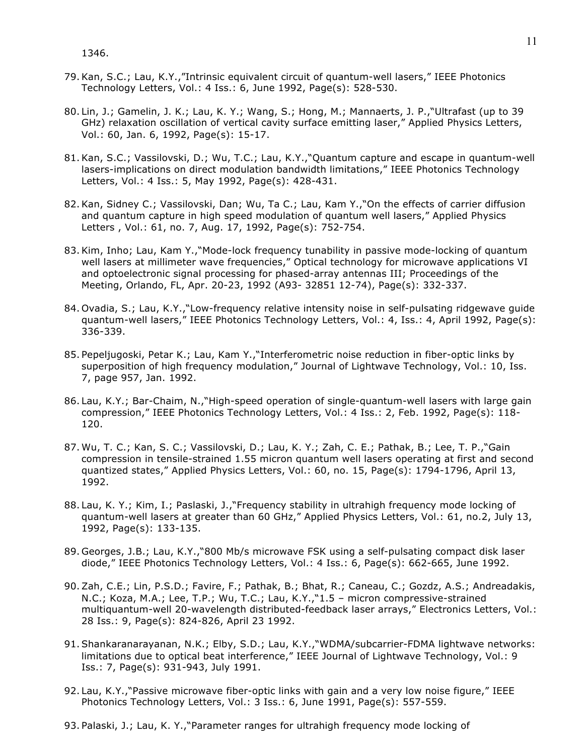1346.

79. Kan, S.C.; Lau, K.Y.,"Intrinsic equivalent circuit of quantum-well lasers," IEEE Photonics Technology Letters, Vol.: 4 Iss.: 6, June 1992, Page(s): 528-530.

80. Lin, J.; Gamelin, J. K.; Lau, K. Y.; Wang, S.; Hong, M.; Mannaerts, J. P.,"Ultrafast (up to 39 GHz) relaxation oscillation of vertical cavity surface emitting laser," Applied Physics Letters, Vol.: 60, Jan. 6, 1992, Page(s): 15-17.

81. Kan, S.C.; Vassilovski, D.; Wu, T.C.; Lau, K.Y.,"Quantum capture and escape in quantum-well lasers-implications on direct modulation bandwidth limitations," IEEE Photonics Technology Letters, Vol.: 4 Iss.: 5, May 1992, Page(s): 428-431.

82. Kan, Sidney C.; Vassilovski, Dan; Wu, Ta C.; Lau, Kam Y.,"On the effects of carrier diffusion and quantum capture in high speed modulation of quantum well lasers," Applied Physics Letters , Vol.: 61, no. 7, Aug. 17, 1992, Page(s): 752-754.

83. Kim, Inho; Lau, Kam Y.,"Mode-lock frequency tunability in passive mode-locking of quantum well lasers at millimeter wave frequencies," Optical technology for microwave applications VI and optoelectronic signal processing for phased-array antennas III; Proceedings of the Meeting, Orlando, FL, Apr. 20-23, 1992 (A93- 32851 12-74), Page(s): 332-337.

84. Ovadia, S.; Lau, K.Y.,"Low-frequency relative intensity noise in self-pulsating ridgewave guide quantum-well lasers," IEEE Photonics Technology Letters, Vol.: 4, Iss.: 4, April 1992, Page(s): 336-339.

85. Pepeljugoski, Petar K.; Lau, Kam Y.,"Interferometric noise reduction in fiber-optic links by superposition of high frequency modulation," Journal of Lightwave Technology, Vol.: 10, Iss. 7, page 957, Jan. 1992.

86. Lau, K.Y.; Bar-Chaim, N.,"High-speed operation of single-quantum-well lasers with large gain compression," IEEE Photonics Technology Letters, Vol.: 4 Iss.: 2, Feb. 1992, Page(s): 118-120.

87. Wu, T. C.; Kan, S. C.; Vassilovski, D.; Lau, K. Y.; Zah, C. E.; Pathak, B.; Lee, T. P.,"Gain compression in tensile-strained 1.55 micron quantum well lasers operating at first and second quantized states," Applied Physics Letters, Vol.: 60, no. 15, Page(s): 1794-1796, April 13, 1992.

88. Lau, K. Y.; Kim, I.; Paslaski, J.,"Frequency stability in ultrahigh frequency mode locking of quantum-well lasers at greater than 60 GHz," Applied Physics Letters, Vol.: 61, no.2, July 13, 1992, Page(s): 133-135.

89. Georges, J.B.; Lau, K.Y.,"800 Mb/s microwave FSK using a self-pulsating compact disk laser diode," IEEE Photonics Technology Letters, Vol.: 4 Iss.: 6, Page(s): 662-665, June 1992.

90. Zah, C.E.; Lin, P.S.D.; Favire, F.; Pathak, B.; Bhat, R.; Caneau, C.; Gozdz, A.S.; Andreadakis, N.C.; Koza, M.A.; Lee, T.P.; Wu, T.C.; Lau, K.Y.,"1.5 – micron compressive-strained multiquantum-well 20-wavelength distributed-feedback laser arrays," Electronics Letters, Vol.: 28 Iss.: 9, Page(s): 824-826, April 23 1992.

91. Shankaranarayanan, N.K.; Elby, S.D.; Lau, K.Y.,"WDMA/subcarrier-FDMA lightwave networks: limitations due to optical beat interference," IEEE Journal of Lightwave Technology, Vol.: 9 Iss.: 7, Page(s): 931-943, July 1991.

92. Lau, K.Y.,"Passive microwave fiber-optic links with gain and a very low noise figure," IEEE Photonics Technology Letters, Vol.: 3 Iss.: 6, June 1991, Page(s): 557-559.

93. Palaski, J.; Lau, K. Y.,"Parameter ranges for ultrahigh frequency mode locking of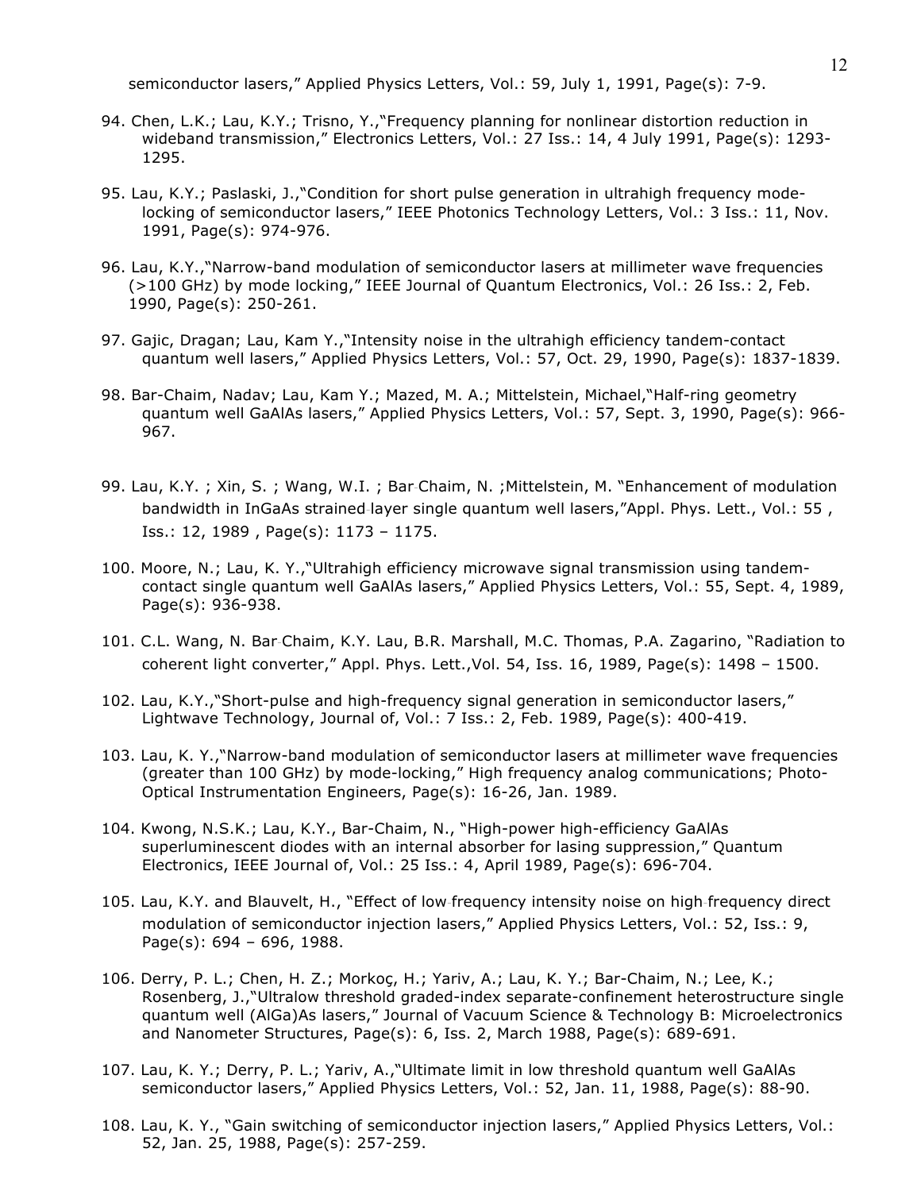semiconductor lasers," Applied Physics Letters, Vol.: 59, July 1, 1991, Page(s): 7-9.

94. Chen, L.K.; Lau, K.Y.; Trisno, Y.,"Frequency planning for nonlinear distortion reduction in wideband transmission," Electronics Letters, Vol.: 27 Iss.: 14, 4 July 1991, Page(s): 1293-1295.

95. Lau, K.Y.; Paslaski, J.,"Condition for short pulse generation in ultrahigh frequency mode-locking of semiconductor lasers," IEEE Photonics Technology Letters, Vol.: 3 Iss.: 11, Nov. 1991, Page(s): 974-976.

96. Lau, K.Y.,"Narrow-band modulation of semiconductor lasers at millimeter wave frequencies (>100 GHz) by mode locking," IEEE Journal of Quantum Electronics, Vol.: 26 Iss.: 2, Feb. 1990, Page(s): 250-261.

97. Gajic, Dragan; Lau, Kam Y.,"Intensity noise in the ultrahigh efficiency tandem-contact quantum well lasers," Applied Physics Letters, Vol.: 57, Oct. 29, 1990, Page(s): 1837-1839.

98. Bar-Chaim, Nadav; Lau, Kam Y.; Mazed, M. A.; Mittelstein, Michael,"Half-ring geometry quantum well GaAlAs lasers," Applied Physics Letters, Vol.: 57, Sept. 3, 1990, Page(s): 966-967.

99. Lau, K.Y. ; Xin, S. ; Wang, W.I. ; Bar-Chaim, N. ;Mittelstein, M. "Enhancement of modulation bandwidth in InGaAs strained-layer single quantum well lasers,"Appl. Phys. Lett., Vol.: 55 , Iss.: 12, 1989 , Page(s): 1173 – 1175.

100. Moore, N.; Lau, K. Y.,"Ultrahigh efficiency microwave signal transmission using tandem-contact single quantum well GaAlAs lasers," Applied Physics Letters, Vol.: 55, Sept. 4, 1989, Page(s): 936-938.

101. C.L. Wang, N. Bar-Chaim, K.Y. Lau, B.R. Marshall, M.C. Thomas, P.A. Zagarino, "Radiation to coherent light converter," Appl. Phys. Lett.,Vol. 54, Iss. 16, 1989, Page(s): 1498 – 1500.

102. Lau, K.Y.,"Short-pulse and high-frequency signal generation in semiconductor lasers," Lightwave Technology, Journal of, Vol.: 7 Iss.: 2, Feb. 1989, Page(s): 400-419.

103. Lau, K. Y.,"Narrow-band modulation of semiconductor lasers at millimeter wave frequencies (greater than 100 GHz) by mode-locking," High frequency analog communications; Photo-Optical Instrumentation Engineers, Page(s): 16-26, Jan. 1989.

104. Kwong, N.S.K.; Lau, K.Y., Bar-Chaim, N., "High-power high-efficiency GaAlAs superluminescent diodes with an internal absorber for lasing suppression," Quantum Electronics, IEEE Journal of, Vol.: 25 Iss.: 4, April 1989, Page(s): 696-704.

105. Lau, K.Y. and Blauvelt, H., "Effect of low-frequency intensity noise on high-frequency direct modulation of semiconductor injection lasers," Applied Physics Letters, Vol.: 52, Iss.: 9, Page(s): 694 – 696, 1988.

106. Derry, P. L.; Chen, H. Z.; Morkoç, H.; Yariv, A.; Lau, K. Y.; Bar-Chaim, N.; Lee, K.; Rosenberg, J.,"Ultralow threshold graded-index separate-confinement heterostructure single quantum well (AlGa)As lasers," Journal of Vacuum Science & Technology B: Microelectronics and Nanometer Structures, Page(s): 6, Iss. 2, March 1988, Page(s): 689-691.

107. Lau, K. Y.; Derry, P. L.; Yariv, A.,"Ultimate limit in low threshold quantum well GaAlAs semiconductor lasers," Applied Physics Letters, Vol.: 52, Jan. 11, 1988, Page(s): 88-90.

108. Lau, K. Y., "Gain switching of semiconductor injection lasers," Applied Physics Letters, Vol.: 52, Jan. 25, 1988, Page(s): 257-259.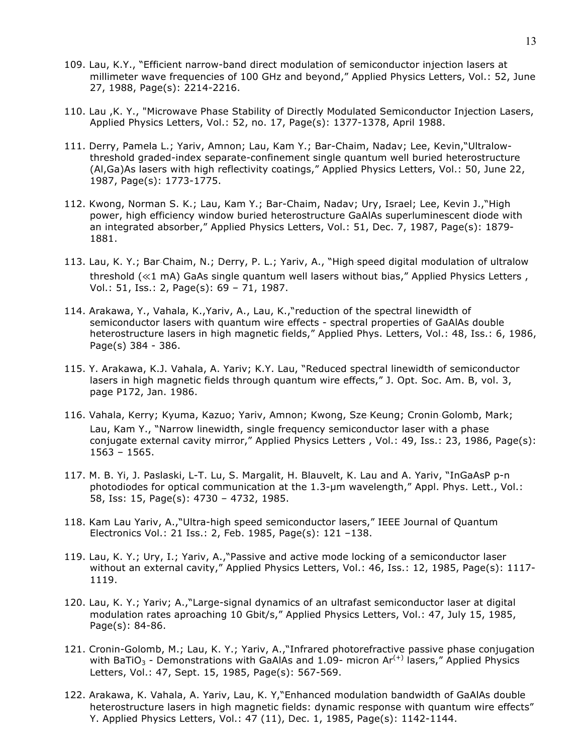109. Lau, K.Y., "Efficient narrow-band direct modulation of semiconductor injection lasers at millimeter wave frequencies of 100 GHz and beyond," Applied Physics Letters, Vol.: 52, June 27, 1988, Page(s): 2214-2216.

110. Lau ,K. Y., "Microwave Phase Stability of Directly Modulated Semiconductor Injection Lasers, Applied Physics Letters, Vol.: 52, no. 17, Page(s): 1377-1378, April 1988.

111. Derry, Pamela L.; Yariv, Amnon; Lau, Kam Y.; Bar-Chaim, Nadav; Lee, Kevin,"Ultralow-threshold graded-index separate-confinement single quantum well buried heterostructure (Al,Ga)As lasers with high reflectivity coatings," Applied Physics Letters, Vol.: 50, June 22, 1987, Page(s): 1773-1775.

112. Kwong, Norman S. K.; Lau, Kam Y.; Bar-Chaim, Nadav; Ury, Israel; Lee, Kevin J.,"High power, high efficiency window buried heterostructure GaAlAs superluminescent diode with an integrated absorber," Applied Physics Letters, Vol.: 51, Dec. 7, 1987, Page(s): 1879-1881.

113. Lau, K. Y.; Bar‐Chaim, N.; Derry, P. L.; Yariv, A., "High‐speed digital modulation of ultralow threshold ($\ll$1 mA) GaAs single quantum well lasers without bias," Applied Physics Letters , Vol.: 51, Iss.: 2, Page(s): 69 – 71, 1987.

114. Arakawa, Y., Vahala, K.,Yariv, A., Lau, K.,"reduction of the spectral linewidth of semiconductor lasers with quantum wire effects - spectral properties of GaAlAs double heterostructure lasers in high magnetic fields," Applied Phys. Letters, Vol.: 48, Iss.: 6, 1986, Page(s) 384 - 386.

115. Y. Arakawa, K.J. Vahala, A. Yariv; K.Y. Lau, "Reduced spectral linewidth of semiconductor lasers in high magnetic fields through quantum wire effects," J. Opt. Soc. Am. B, vol. 3, page P172, Jan. 1986.

116. Vahala, Kerry; Kyuma, Kazuo; Yariv, Amnon; Kwong, Sze‐Keung; Cronin‐Golomb, Mark; Lau, Kam Y., "Narrow linewidth, single frequency semiconductor laser with a phase conjugate external cavity mirror," Applied Physics Letters , Vol.: 49, Iss.: 23, 1986, Page(s): 1563 – 1565.

117. M. B. Yi, J. Paslaski, L-T. Lu, S. Margalit, H. Blauvelt, K. Lau and A. Yariv, "InGaAsP p-n photodiodes for optical communication at the 1.3-μm wavelength," Appl. Phys. Lett., Vol.: 58, Iss: 15, Page(s): 4730 – 4732, 1985.

118. Kam Lau Yariv, A.,"Ultra-high speed semiconductor lasers," IEEE Journal of Quantum Electronics Vol.: 21 Iss.: 2, Feb. 1985, Page(s): 121 –138.

119. Lau, K. Y.; Ury, I.; Yariv, A.,"Passive and active mode locking of a semiconductor laser without an external cavity," Applied Physics Letters, Vol.: 46, Iss.: 12, 1985, Page(s): 1117-1119.

120. Lau, K. Y.; Yariv; A.,"Large-signal dynamics of an ultrafast semiconductor laser at digital modulation rates aproaching 10 Gbit/s," Applied Physics Letters, Vol.: 47, July 15, 1985, Page(s): 84-86.

121. Cronin-Golomb, M.; Lau, K. Y.; Yariv, A.,"Infrared photorefractive passive phase conjugation with $BaTiO_3$ - Demonstrations with GaAlAs and 1.09- micron $Ar^{(+)}$ lasers," Applied Physics Letters, Vol.: 47, Sept. 15, 1985, Page(s): 567-569.

122. Arakawa, K. Vahala, A. Yariv, Lau, K. Y,"Enhanced modulation bandwidth of GaAlAs double heterostructure lasers in high magnetic fields: dynamic response with quantum wire effects" Y. Applied Physics Letters, Vol.: 47 (11), Dec. 1, 1985, Page(s): 1142-1144.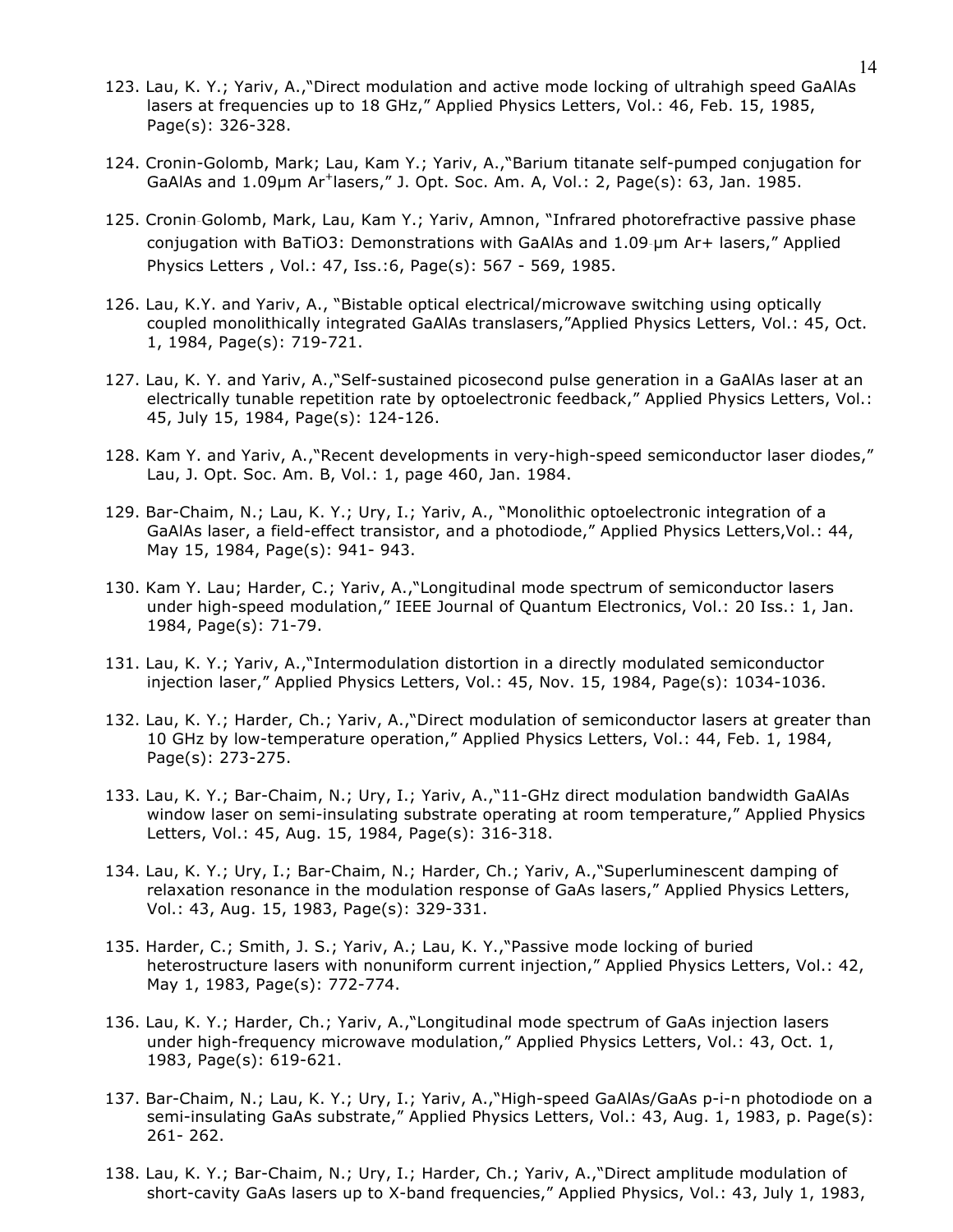123. Lau, K. Y.; Yariv, A.,"Direct modulation and active mode locking of ultrahigh speed GaAlAs lasers at frequencies up to 18 GHz," Applied Physics Letters, Vol.: 46, Feb. 15, 1985, Page(s): 326-328.

124. Cronin-Golomb, Mark; Lau, Kam Y.; Yariv, A.,"Barium titanate self-pumped conjugation for GaAlAs and 1.09μm $Ar^+$lasers," J. Opt. Soc. Am. A, Vol.: 2, Page(s): 63, Jan. 1985.

125. Cronin-Golomb, Mark, Lau, Kam Y.; Yariv, Amnon, "Infrared photorefractive passive phase conjugation with BaTiO3: Demonstrations with GaAlAs and 1.09-μm Ar+ lasers," Applied Physics Letters , Vol.: 47, Iss.:6, Page(s): 567 - 569, 1985.

126. Lau, K.Y. and Yariv, A., "Bistable optical electrical/microwave switching using optically coupled monolithically integrated GaAlAs translasers,"Applied Physics Letters, Vol.: 45, Oct. 1, 1984, Page(s): 719-721.

127. Lau, K. Y. and Yariv, A.,"Self-sustained picosecond pulse generation in a GaAlAs laser at an electrically tunable repetition rate by optoelectronic feedback," Applied Physics Letters, Vol.: 45, July 15, 1984, Page(s): 124-126.

128. Kam Y. and Yariv, A.,"Recent developments in very-high-speed semiconductor laser diodes," Lau, J. Opt. Soc. Am. B, Vol.: 1, page 460, Jan. 1984.

129. Bar-Chaim, N.; Lau, K. Y.; Ury, I.; Yariv, A., "Monolithic optoelectronic integration of a GaAlAs laser, a field-effect transistor, and a photodiode," Applied Physics Letters,Vol.: 44, May 15, 1984, Page(s): 941- 943.

130. Kam Y. Lau; Harder, C.; Yariv, A.,"Longitudinal mode spectrum of semiconductor lasers under high-speed modulation," IEEE Journal of Quantum Electronics, Vol.: 20 Iss.: 1, Jan. 1984, Page(s): 71-79.

131. Lau, K. Y.; Yariv, A.,"Intermodulation distortion in a directly modulated semiconductor injection laser," Applied Physics Letters, Vol.: 45, Nov. 15, 1984, Page(s): 1034-1036.

132. Lau, K. Y.; Harder, Ch.; Yariv, A.,"Direct modulation of semiconductor lasers at greater than 10 GHz by low-temperature operation," Applied Physics Letters, Vol.: 44, Feb. 1, 1984, Page(s): 273-275.

133. Lau, K. Y.; Bar-Chaim, N.; Ury, I.; Yariv, A.,"11-GHz direct modulation bandwidth GaAlAs window laser on semi-insulating substrate operating at room temperature," Applied Physics Letters, Vol.: 45, Aug. 15, 1984, Page(s): 316-318.

134. Lau, K. Y.; Ury, I.; Bar-Chaim, N.; Harder, Ch.; Yariv, A.,"Superluminescent damping of relaxation resonance in the modulation response of GaAs lasers," Applied Physics Letters, Vol.: 43, Aug. 15, 1983, Page(s): 329-331.

135. Harder, C.; Smith, J. S.; Yariv, A.; Lau, K. Y.,"Passive mode locking of buried heterostructure lasers with nonuniform current injection," Applied Physics Letters, Vol.: 42, May 1, 1983, Page(s): 772-774.

136. Lau, K. Y.; Harder, Ch.; Yariv, A.,"Longitudinal mode spectrum of GaAs injection lasers under high-frequency microwave modulation," Applied Physics Letters, Vol.: 43, Oct. 1, 1983, Page(s): 619-621.

137. Bar-Chaim, N.; Lau, K. Y.; Ury, I.; Yariv, A.,"High-speed GaAlAs/GaAs p-i-n photodiode on a semi-insulating GaAs substrate," Applied Physics Letters, Vol.: 43, Aug. 1, 1983, p. Page(s): 261- 262.

138. Lau, K. Y.; Bar-Chaim, N.; Ury, I.; Harder, Ch.; Yariv, A.,"Direct amplitude modulation of short-cavity GaAs lasers up to X-band frequencies," Applied Physics, Vol.: 43, July 1, 1983,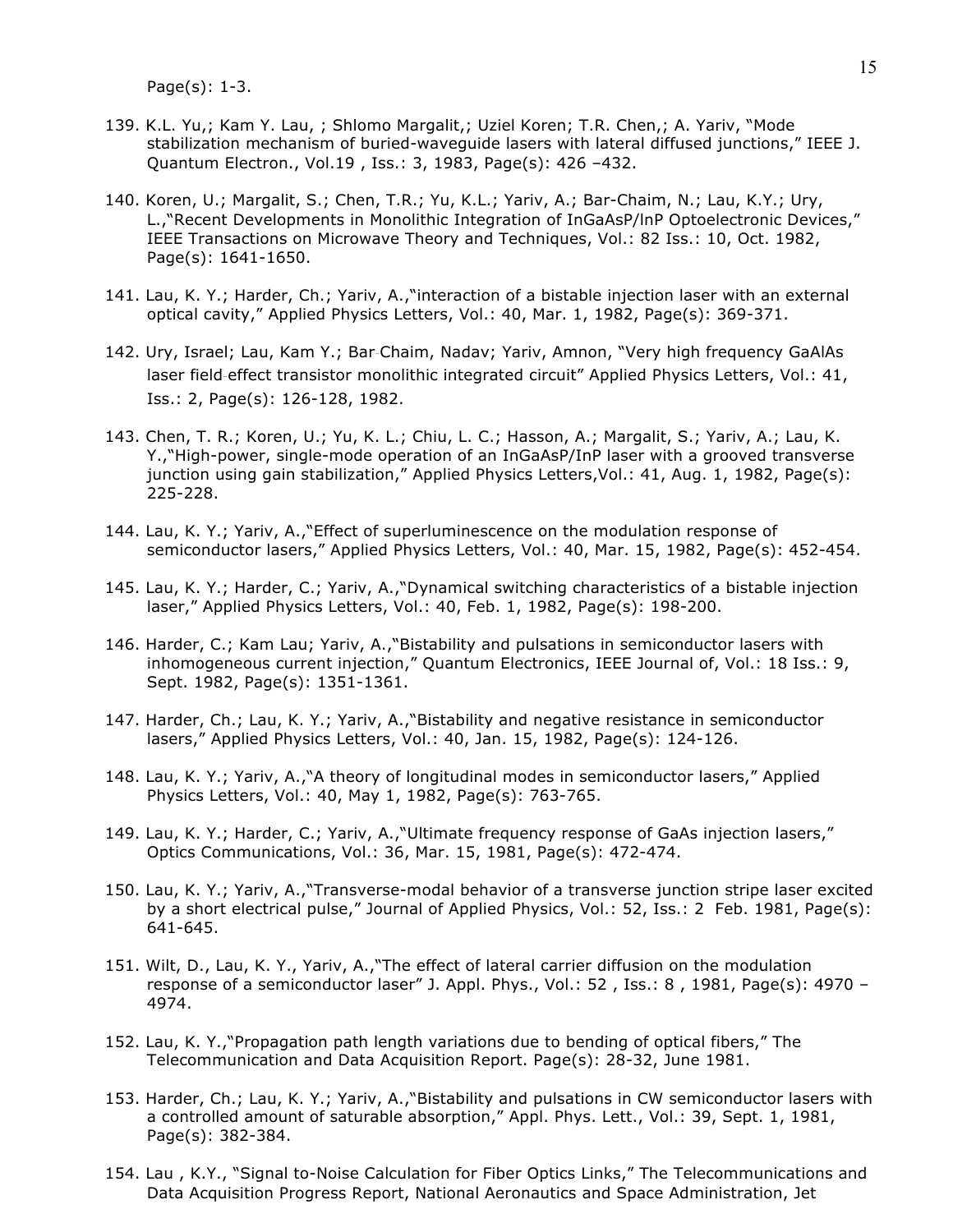Page(s): 1-3.

139. K.L. Yu,; Kam Y. Lau, ; Shlomo Margalit,; Uziel Koren; T.R. Chen,; A. Yariv, "Mode stabilization mechanism of buried-waveguide lasers with lateral diffused junctions," IEEE J. Quantum Electron., Vol.19 , Iss.: 3, 1983, Page(s): 426 –432.

140. Koren, U.; Margalit, S.; Chen, T.R.; Yu, K.L.; Yariv, A.; Bar-Chaim, N.; Lau, K.Y.; Ury, L.,"Recent Developments in Monolithic Integration of InGaAsP/lnP Optoelectronic Devices," IEEE Transactions on Microwave Theory and Techniques, Vol.: 82 Iss.: 10, Oct. 1982, Page(s): 1641-1650.

141. Lau, K. Y.; Harder, Ch.; Yariv, A.,"interaction of a bistable injection laser with an external optical cavity," Applied Physics Letters, Vol.: 40, Mar. 1, 1982, Page(s): 369-371.

142. Ury, Israel; Lau, Kam Y.; Bar-Chaim, Nadav; Yariv, Amnon, "Very high frequency GaAlAs laser field-effect transistor monolithic integrated circuit" Applied Physics Letters, Vol.: 41, Iss.: 2, Page(s): 126-128, 1982.

143. Chen, T. R.; Koren, U.; Yu, K. L.; Chiu, L. C.; Hasson, A.; Margalit, S.; Yariv, A.; Lau, K. Y.,"High-power, single-mode operation of an InGaAsP/InP laser with a grooved transverse junction using gain stabilization," Applied Physics Letters,Vol.: 41, Aug. 1, 1982, Page(s): 225-228.

144. Lau, K. Y.; Yariv, A.,"Effect of superluminescence on the modulation response of semiconductor lasers," Applied Physics Letters, Vol.: 40, Mar. 15, 1982, Page(s): 452-454.

145. Lau, K. Y.; Harder, C.; Yariv, A.,"Dynamical switching characteristics of a bistable injection laser," Applied Physics Letters, Vol.: 40, Feb. 1, 1982, Page(s): 198-200.

146. Harder, C.; Kam Lau; Yariv, A.,"Bistability and pulsations in semiconductor lasers with inhomogeneous current injection," Quantum Electronics, IEEE Journal of, Vol.: 18 Iss.: 9, Sept. 1982, Page(s): 1351-1361.

147. Harder, Ch.; Lau, K. Y.; Yariv, A.,"Bistability and negative resistance in semiconductor lasers," Applied Physics Letters, Vol.: 40, Jan. 15, 1982, Page(s): 124-126.

148. Lau, K. Y.; Yariv, A.,"A theory of longitudinal modes in semiconductor lasers," Applied Physics Letters, Vol.: 40, May 1, 1982, Page(s): 763-765.

149. Lau, K. Y.; Harder, C.; Yariv, A.,"Ultimate frequency response of GaAs injection lasers," Optics Communications, Vol.: 36, Mar. 15, 1981, Page(s): 472-474.

150. Lau, K. Y.; Yariv, A.,"Transverse-modal behavior of a transverse junction stripe laser excited by a short electrical pulse," Journal of Applied Physics, Vol.: 52, Iss.: 2 Feb. 1981, Page(s): 641-645.

151. Wilt, D., Lau, K. Y., Yariv, A.,"The effect of lateral carrier diffusion on the modulation response of a semiconductor laser" J. Appl. Phys., Vol.: 52 , Iss.: 8 , 1981, Page(s): 4970 –4974.

152. Lau, K. Y.,"Propagation path length variations due to bending of optical fibers," The Telecommunication and Data Acquisition Report. Page(s): 28-32, June 1981.

153. Harder, Ch.; Lau, K. Y.; Yariv, A.,"Bistability and pulsations in CW semiconductor lasers with a controlled amount of saturable absorption," Appl. Phys. Lett., Vol.: 39, Sept. 1, 1981, Page(s): 382-384.

154. Lau , K.Y., "Signal to-Noise Calculation for Fiber Optics Links," The Telecommunications and Data Acquisition Progress Report, National Aeronautics and Space Administration, Jet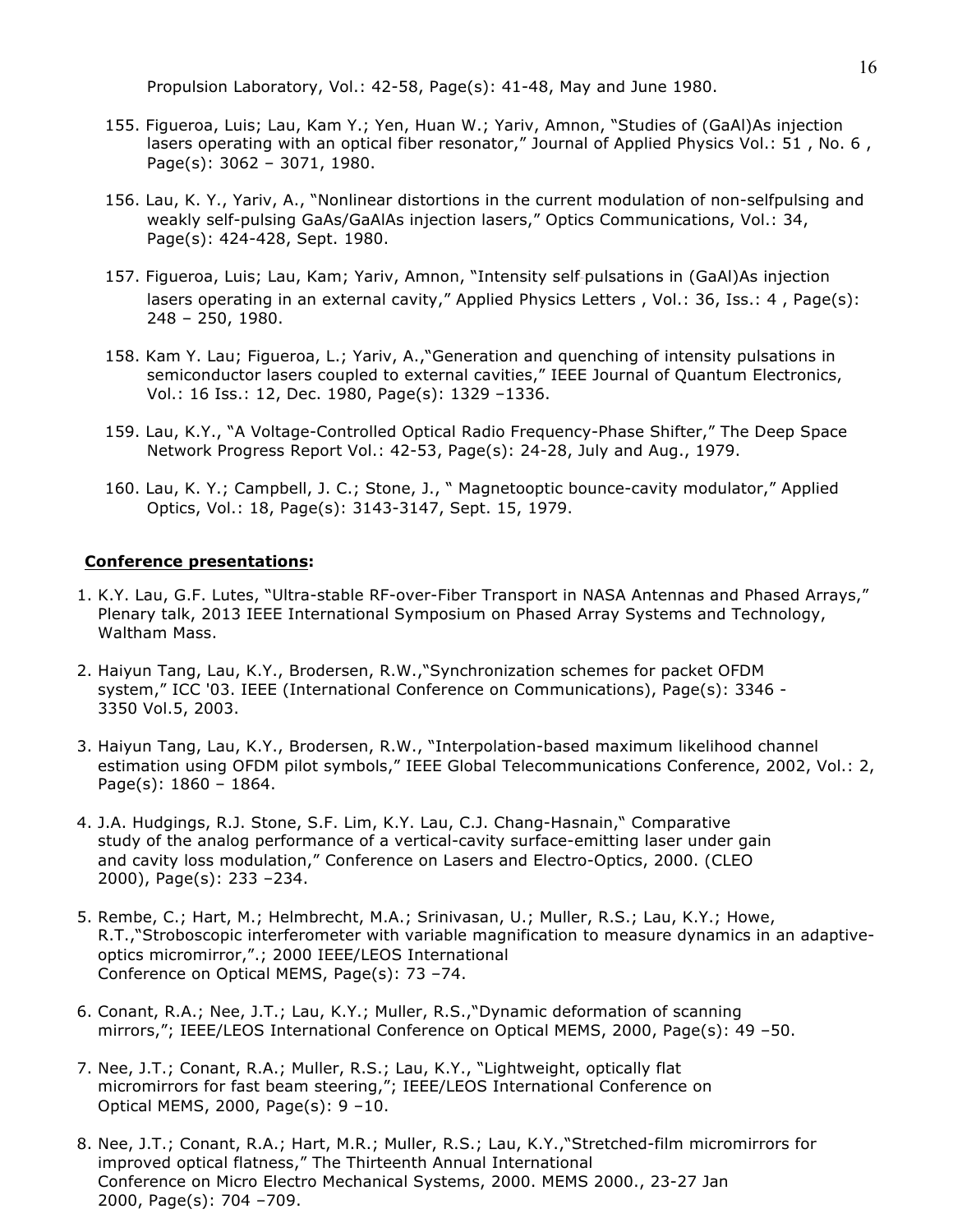Propulsion Laboratory, Vol.: 42-58, Page(s): 41-48, May and June 1980.

155. Figueroa, Luis; Lau, Kam Y.; Yen, Huan W.; Yariv, Amnon, "Studies of (GaAl)As injection lasers operating with an optical fiber resonator," Journal of Applied Physics Vol.: 51 , No. 6 , Page(s): 3062 – 3071, 1980.

156. Lau, K. Y., Yariv, A., "Nonlinear distortions in the current modulation of non-selfpulsing and weakly self-pulsing GaAs/GaAlAs injection lasers," Optics Communications, Vol.: 34, Page(s): 424-428, Sept. 1980.

157. Figueroa, Luis; Lau, Kam; Yariv, Amnon, "Intensity self-pulsations in (GaAl)As injection lasers operating in an external cavity," Applied Physics Letters , Vol.: 36, Iss.: 4 , Page(s): 248 – 250, 1980.

158. Kam Y. Lau; Figueroa, L.; Yariv, A.,"Generation and quenching of intensity pulsations in semiconductor lasers coupled to external cavities," IEEE Journal of Quantum Electronics, Vol.: 16 Iss.: 12, Dec. 1980, Page(s): 1329 –1336.

159. Lau, K.Y., "A Voltage-Controlled Optical Radio Frequency-Phase Shifter," The Deep Space Network Progress Report Vol.: 42-53, Page(s): 24-28, July and Aug., 1979.

160. Lau, K. Y.; Campbell, J. C.; Stone, J., " Magnetooptic bounce-cavity modulator," Applied Optics, Vol.: 18, Page(s): 3143-3147, Sept. 15, 1979.

**Conference presentations:**

1. K.Y. Lau, G.F. Lutes, "Ultra-stable RF-over-Fiber Transport in NASA Antennas and Phased Arrays," Plenary talk, 2013 IEEE International Symposium on Phased Array Systems and Technology, Waltham Mass.

2. Haiyun Tang, Lau, K.Y., Brodersen, R.W.,"Synchronization schemes for packet OFDM system," ICC '03. IEEE (International Conference on Communications), Page(s): 3346 - 3350 Vol.5, 2003.

3. Haiyun Tang, Lau, K.Y., Brodersen, R.W., "Interpolation-based maximum likelihood channel estimation using OFDM pilot symbols," IEEE Global Telecommunications Conference, 2002, Vol.: 2, Page(s): 1860 – 1864.

4. J.A. Hudgings, R.J. Stone, S.F. Lim, K.Y. Lau, C.J. Chang-Hasnain," Comparative study of the analog performance of a vertical-cavity surface-emitting laser under gain and cavity loss modulation," Conference on Lasers and Electro-Optics, 2000. (CLEO 2000), Page(s): 233 –234.

5. Rembe, C.; Hart, M.; Helmbrecht, M.A.; Srinivasan, U.; Muller, R.S.; Lau, K.Y.; Howe, R.T.,"Stroboscopic interferometer with variable magnification to measure dynamics in an adaptive-optics micromirror,".; 2000 IEEE/LEOS International Conference on Optical MEMS, Page(s): 73 –74.

6. Conant, R.A.; Nee, J.T.; Lau, K.Y.; Muller, R.S.,"Dynamic deformation of scanning mirrors,"; IEEE/LEOS International Conference on Optical MEMS, 2000, Page(s): 49 –50.

7. Nee, J.T.; Conant, R.A.; Muller, R.S.; Lau, K.Y., "Lightweight, optically flat micromirrors for fast beam steering,"; IEEE/LEOS International Conference on Optical MEMS, 2000, Page(s): 9 –10.

8. Nee, J.T.; Conant, R.A.; Hart, M.R.; Muller, R.S.; Lau, K.Y.,"Stretched-film micromirrors for improved optical flatness," The Thirteenth Annual International Conference on Micro Electro Mechanical Systems, 2000. MEMS 2000., 23-27 Jan 2000, Page(s): 704 –709.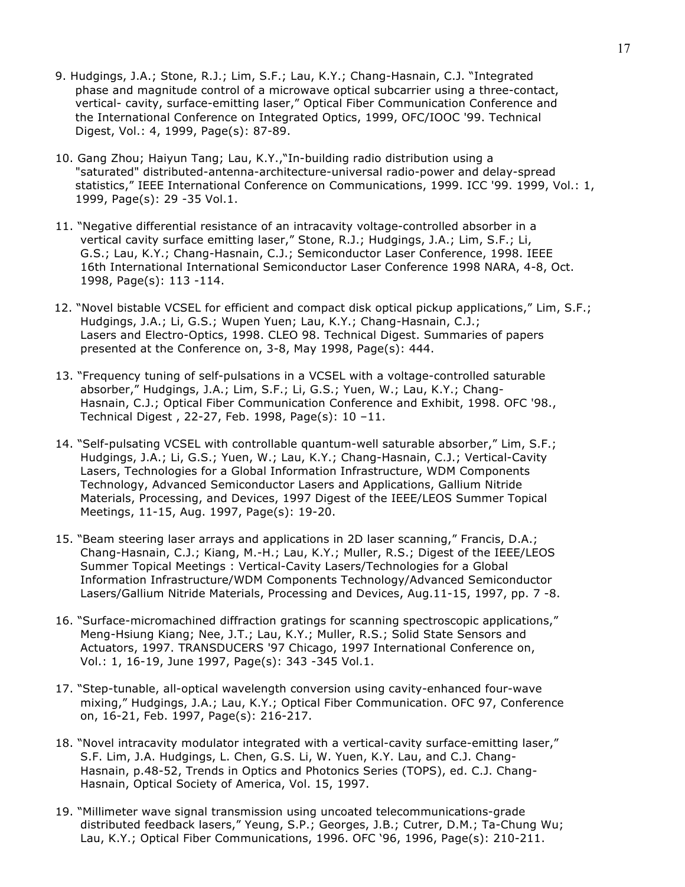9. Hudgings, J.A.; Stone, R.J.; Lim, S.F.; Lau, K.Y.; Chang-Hasnain, C.J. "Integrated phase and magnitude control of a microwave optical subcarrier using a three-contact, vertical- cavity, surface-emitting laser," Optical Fiber Communication Conference and the International Conference on Integrated Optics, 1999, OFC/IOOC '99. Technical Digest, Vol.: 4, 1999, Page(s): 87-89.

10. Gang Zhou; Haiyun Tang; Lau, K.Y.,"In-building radio distribution using a "saturated" distributed-antenna-architecture-universal radio-power and delay-spread statistics," IEEE International Conference on Communications, 1999. ICC '99. 1999, Vol.: 1, 1999, Page(s): 29 -35 Vol.1.

11. "Negative differential resistance of an intracavity voltage-controlled absorber in a vertical cavity surface emitting laser," Stone, R.J.; Hudgings, J.A.; Lim, S.F.; Li, G.S.; Lau, K.Y.; Chang-Hasnain, C.J.; Semiconductor Laser Conference, 1998. IEEE 16th International International Semiconductor Laser Conference 1998 NARA, 4-8, Oct. 1998, Page(s): 113 -114.

12. "Novel bistable VCSEL for efficient and compact disk optical pickup applications," Lim, S.F.; Hudgings, J.A.; Li, G.S.; Wupen Yuen; Lau, K.Y.; Chang-Hasnain, C.J.; Lasers and Electro-Optics, 1998. CLEO 98. Technical Digest. Summaries of papers presented at the Conference on, 3-8, May 1998, Page(s): 444.

13. "Frequency tuning of self-pulsations in a VCSEL with a voltage-controlled saturable absorber," Hudgings, J.A.; Lim, S.F.; Li, G.S.; Yuen, W.; Lau, K.Y.; Chang-Hasnain, C.J.; Optical Fiber Communication Conference and Exhibit, 1998. OFC '98., Technical Digest , 22-27, Feb. 1998, Page(s): 10 –11.

14. "Self-pulsating VCSEL with controllable quantum-well saturable absorber," Lim, S.F.; Hudgings, J.A.; Li, G.S.; Yuen, W.; Lau, K.Y.; Chang-Hasnain, C.J.; Vertical-Cavity Lasers, Technologies for a Global Information Infrastructure, WDM Components Technology, Advanced Semiconductor Lasers and Applications, Gallium Nitride Materials, Processing, and Devices, 1997 Digest of the IEEE/LEOS Summer Topical Meetings, 11-15, Aug. 1997, Page(s): 19-20.

15. "Beam steering laser arrays and applications in 2D laser scanning," Francis, D.A.; Chang-Hasnain, C.J.; Kiang, M.-H.; Lau, K.Y.; Muller, R.S.; Digest of the IEEE/LEOS Summer Topical Meetings : Vertical-Cavity Lasers/Technologies for a Global Information Infrastructure/WDM Components Technology/Advanced Semiconductor Lasers/Gallium Nitride Materials, Processing and Devices, Aug.11-15, 1997, pp. 7 -8.

16. "Surface-micromachined diffraction gratings for scanning spectroscopic applications," Meng-Hsiung Kiang; Nee, J.T.; Lau, K.Y.; Muller, R.S.; Solid State Sensors and Actuators, 1997. TRANSDUCERS '97 Chicago, 1997 International Conference on, Vol.: 1, 16-19, June 1997, Page(s): 343 -345 Vol.1.

17. "Step-tunable, all-optical wavelength conversion using cavity-enhanced four-wave mixing," Hudgings, J.A.; Lau, K.Y.; Optical Fiber Communication. OFC 97, Conference on, 16-21, Feb. 1997, Page(s): 216-217.

18. "Novel intracavity modulator integrated with a vertical-cavity surface-emitting laser," S.F. Lim, J.A. Hudgings, L. Chen, G.S. Li, W. Yuen, K.Y. Lau, and C.J. Chang-Hasnain, p.48-52, Trends in Optics and Photonics Series (TOPS), ed. C.J. Chang-Hasnain, Optical Society of America, Vol. 15, 1997.

19. "Millimeter wave signal transmission using uncoated telecommunications-grade distributed feedback lasers," Yeung, S.P.; Georges, J.B.; Cutrer, D.M.; Ta-Chung Wu; Lau, K.Y.; Optical Fiber Communications, 1996. OFC '96, 1996, Page(s): 210-211.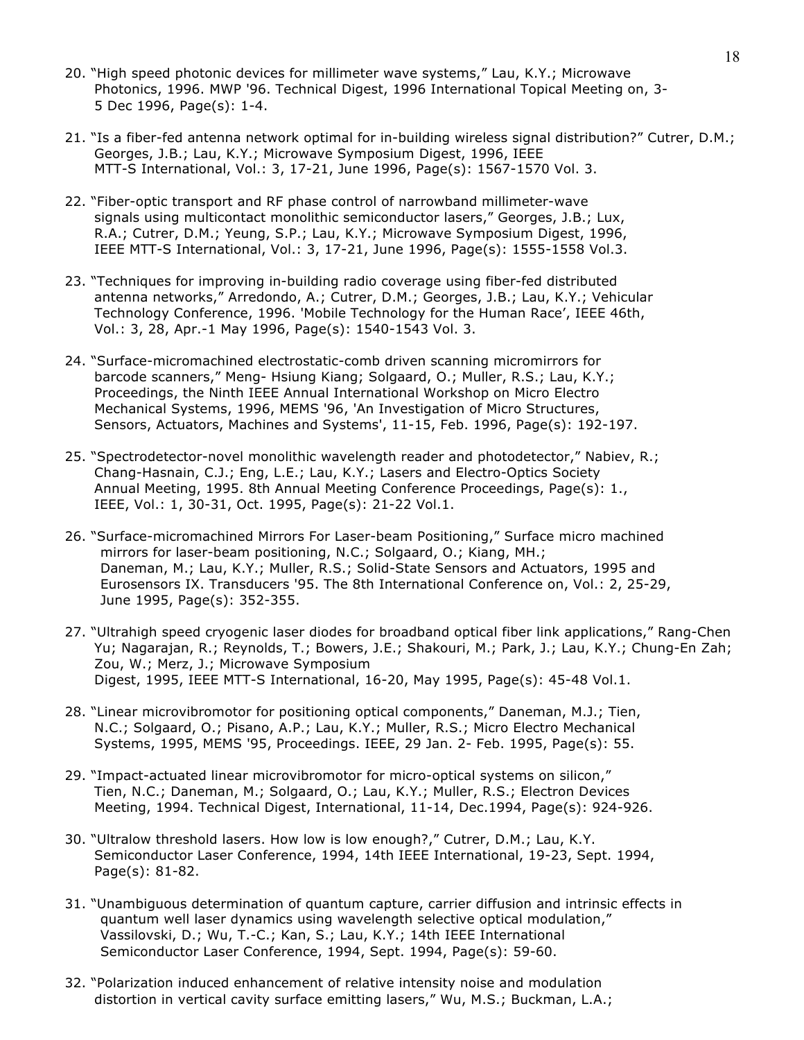20. "High speed photonic devices for millimeter wave systems," Lau, K.Y.; Microwave Photonics, 1996. MWP '96. Technical Digest, 1996 International Topical Meeting on, 3-5 Dec 1996, Page(s): 1-4.

21. "Is a fiber-fed antenna network optimal for in-building wireless signal distribution?" Cutrer, D.M.; Georges, J.B.; Lau, K.Y.; Microwave Symposium Digest, 1996, IEEE MTT-S International, Vol.: 3, 17-21, June 1996, Page(s): 1567-1570 Vol. 3.

22. "Fiber-optic transport and RF phase control of narrowband millimeter-wave signals using multicontact monolithic semiconductor lasers," Georges, J.B.; Lux, R.A.; Cutrer, D.M.; Yeung, S.P.; Lau, K.Y.; Microwave Symposium Digest, 1996, IEEE MTT-S International, Vol.: 3, 17-21, June 1996, Page(s): 1555-1558 Vol.3.

23. "Techniques for improving in-building radio coverage using fiber-fed distributed antenna networks," Arredondo, A.; Cutrer, D.M.; Georges, J.B.; Lau, K.Y.; Vehicular Technology Conference, 1996. 'Mobile Technology for the Human Race', IEEE 46th, Vol.: 3, 28, Apr.-1 May 1996, Page(s): 1540-1543 Vol. 3.

24. "Surface-micromachined electrostatic-comb driven scanning micromirrors for barcode scanners," Meng- Hsiung Kiang; Solgaard, O.; Muller, R.S.; Lau, K.Y.; Proceedings, the Ninth IEEE Annual International Workshop on Micro Electro Mechanical Systems, 1996, MEMS '96, 'An Investigation of Micro Structures, Sensors, Actuators, Machines and Systems', 11-15, Feb. 1996, Page(s): 192-197.

25. "Spectrodetector-novel monolithic wavelength reader and photodetector," Nabiev, R.; Chang-Hasnain, C.J.; Eng, L.E.; Lau, K.Y.; Lasers and Electro-Optics Society Annual Meeting, 1995. 8th Annual Meeting Conference Proceedings, Page(s): 1., IEEE, Vol.: 1, 30-31, Oct. 1995, Page(s): 21-22 Vol.1.

26. "Surface-micromachined Mirrors For Laser-beam Positioning," Surface micro machined mirrors for laser-beam positioning, N.C.; Solgaard, O.; Kiang, MH.; Daneman, M.; Lau, K.Y.; Muller, R.S.; Solid-State Sensors and Actuators, 1995 and Eurosensors IX. Transducers '95. The 8th International Conference on, Vol.: 2, 25-29, June 1995, Page(s): 352-355.

27. "Ultrahigh speed cryogenic laser diodes for broadband optical fiber link applications," Rang-Chen Yu; Nagarajan, R.; Reynolds, T.; Bowers, J.E.; Shakouri, M.; Park, J.; Lau, K.Y.; Chung-En Zah; Zou, W.; Merz, J.; Microwave Symposium Digest, 1995, IEEE MTT-S International, 16-20, May 1995, Page(s): 45-48 Vol.1.

28. "Linear microvibromotor for positioning optical components," Daneman, M.J.; Tien, N.C.; Solgaard, O.; Pisano, A.P.; Lau, K.Y.; Muller, R.S.; Micro Electro Mechanical Systems, 1995, MEMS '95, Proceedings. IEEE, 29 Jan. 2- Feb. 1995, Page(s): 55.

29. "Impact-actuated linear microvibromotor for micro-optical systems on silicon," Tien, N.C.; Daneman, M.; Solgaard, O.; Lau, K.Y.; Muller, R.S.; Electron Devices Meeting, 1994. Technical Digest, International, 11-14, Dec.1994, Page(s): 924-926.

30. "Ultralow threshold lasers. How low is low enough?," Cutrer, D.M.; Lau, K.Y. Semiconductor Laser Conference, 1994, 14th IEEE International, 19-23, Sept. 1994, Page(s): 81-82.

31. "Unambiguous determination of quantum capture, carrier diffusion and intrinsic effects in quantum well laser dynamics using wavelength selective optical modulation," Vassilovski, D.; Wu, T.-C.; Kan, S.; Lau, K.Y.; 14th IEEE International Semiconductor Laser Conference, 1994, Sept. 1994, Page(s): 59-60.

32. "Polarization induced enhancement of relative intensity noise and modulation distortion in vertical cavity surface emitting lasers," Wu, M.S.; Buckman, L.A.;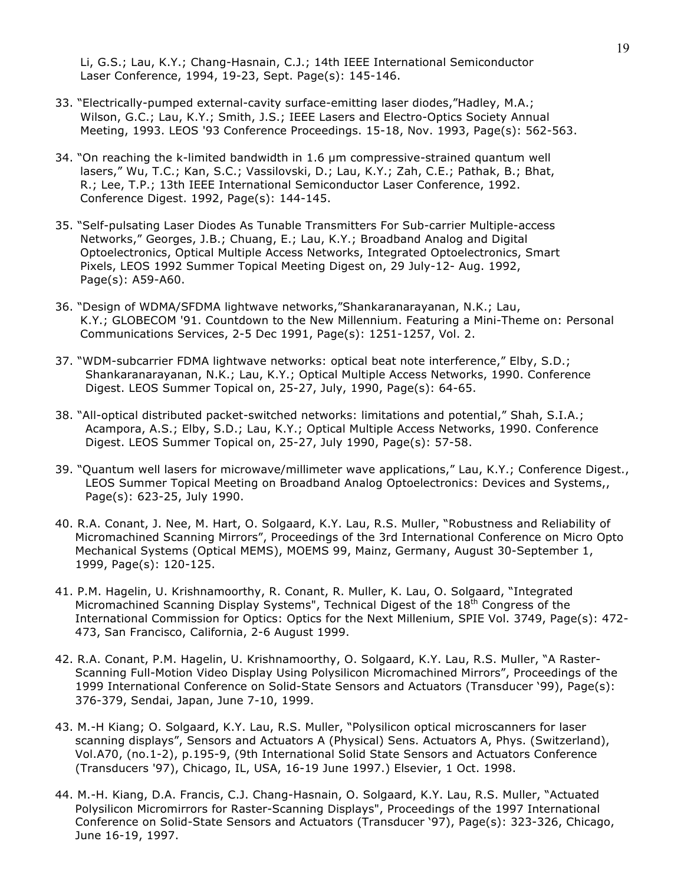Li, G.S.; Lau, K.Y.; Chang-Hasnain, C.J.; 14th IEEE International Semiconductor Laser Conference, 1994, 19-23, Sept. Page(s): 145-146.

33. "Electrically-pumped external-cavity surface-emitting laser diodes,"Hadley, M.A.; Wilson, G.C.; Lau, K.Y.; Smith, J.S.; IEEE Lasers and Electro-Optics Society Annual Meeting, 1993. LEOS '93 Conference Proceedings. 15-18, Nov. 1993, Page(s): 562-563.

34. "On reaching the k-limited bandwidth in 1.6 μm compressive-strained quantum well lasers," Wu, T.C.; Kan, S.C.; Vassilovski, D.; Lau, K.Y.; Zah, C.E.; Pathak, B.; Bhat, R.; Lee, T.P.; 13th IEEE International Semiconductor Laser Conference, 1992. Conference Digest. 1992, Page(s): 144-145.

35. "Self-pulsating Laser Diodes As Tunable Transmitters For Sub-carrier Multiple-access Networks," Georges, J.B.; Chuang, E.; Lau, K.Y.; Broadband Analog and Digital Optoelectronics, Optical Multiple Access Networks, Integrated Optoelectronics, Smart Pixels, LEOS 1992 Summer Topical Meeting Digest on, 29 July-12- Aug. 1992, Page(s): A59-A60.

36. "Design of WDMA/SFDMA lightwave networks,"Shankaranarayanan, N.K.; Lau, K.Y.; GLOBECOM '91. Countdown to the New Millennium. Featuring a Mini-Theme on: Personal Communications Services, 2-5 Dec 1991, Page(s): 1251-1257, Vol. 2.

37. "WDM-subcarrier FDMA lightwave networks: optical beat note interference," Elby, S.D.; Shankaranarayanan, N.K.; Lau, K.Y.; Optical Multiple Access Networks, 1990. Conference Digest. LEOS Summer Topical on, 25-27, July, 1990, Page(s): 64-65.

38. "All-optical distributed packet-switched networks: limitations and potential," Shah, S.I.A.; Acampora, A.S.; Elby, S.D.; Lau, K.Y.; Optical Multiple Access Networks, 1990. Conference Digest. LEOS Summer Topical on, 25-27, July 1990, Page(s): 57-58.

39. "Quantum well lasers for microwave/millimeter wave applications," Lau, K.Y.; Conference Digest., LEOS Summer Topical Meeting on Broadband Analog Optoelectronics: Devices and Systems,, Page(s): 623-25, July 1990.

40. R.A. Conant, J. Nee, M. Hart, O. Solgaard, K.Y. Lau, R.S. Muller, "Robustness and Reliability of Micromachined Scanning Mirrors", Proceedings of the 3rd International Conference on Micro Opto Mechanical Systems (Optical MEMS), MOEMS 99, Mainz, Germany, August 30-September 1, 1999, Page(s): 120-125.

41. P.M. Hagelin, U. Krishnamoorthy, R. Conant, R. Muller, K. Lau, O. Solgaard, "Integrated Micromachined Scanning Display Systems", Technical Digest of the 18th Congress of the International Commission for Optics: Optics for the Next Millenium, SPIE Vol. 3749, Page(s): 472-473, San Francisco, California, 2-6 August 1999.

42. R.A. Conant, P.M. Hagelin, U. Krishnamoorthy, O. Solgaard, K.Y. Lau, R.S. Muller, "A Raster-Scanning Full-Motion Video Display Using Polysilicon Micromachined Mirrors", Proceedings of the 1999 International Conference on Solid-State Sensors and Actuators (Transducer '99), Page(s): 376-379, Sendai, Japan, June 7-10, 1999.

43. M.-H Kiang; O. Solgaard, K.Y. Lau, R.S. Muller, "Polysilicon optical microscanners for laser scanning displays", Sensors and Actuators A (Physical) Sens. Actuators A, Phys. (Switzerland), Vol.A70, (no.1-2), p.195-9, (9th International Solid State Sensors and Actuators Conference (Transducers '97), Chicago, IL, USA, 16-19 June 1997.) Elsevier, 1 Oct. 1998.

44. M.-H. Kiang, D.A. Francis, C.J. Chang-Hasnain, O. Solgaard, K.Y. Lau, R.S. Muller, "Actuated Polysilicon Micromirrors for Raster-Scanning Displays", Proceedings of the 1997 International Conference on Solid-State Sensors and Actuators (Transducer '97), Page(s): 323-326, Chicago, June 16-19, 1997.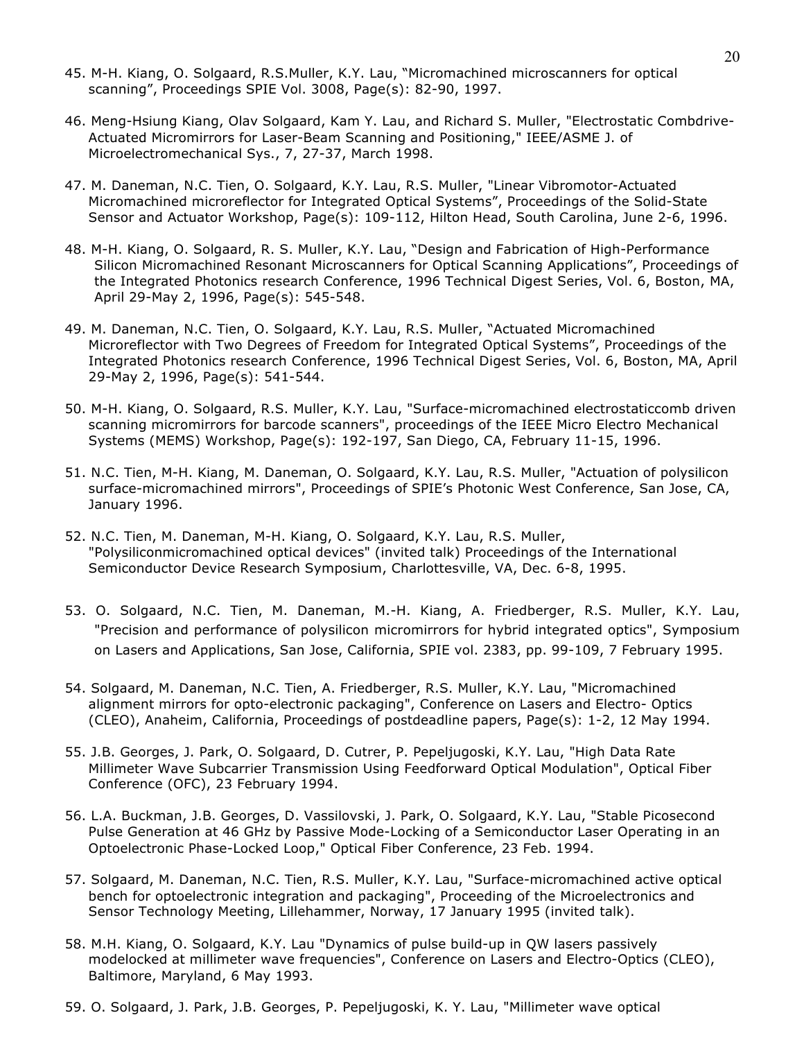45. M-H. Kiang, O. Solgaard, R.S.Muller, K.Y. Lau, "Micromachined microscanners for optical scanning", Proceedings SPIE Vol. 3008, Page(s): 82-90, 1997.

46. Meng-Hsiung Kiang, Olav Solgaard, Kam Y. Lau, and Richard S. Muller, "Electrostatic Combdrive-Actuated Micromirrors for Laser-Beam Scanning and Positioning," IEEE/ASME J. of Microelectromechanical Sys., 7, 27-37, March 1998.

47. M. Daneman, N.C. Tien, O. Solgaard, K.Y. Lau, R.S. Muller, "Linear Vibromotor-Actuated Micromachined microreflector for Integrated Optical Systems", Proceedings of the Solid-State Sensor and Actuator Workshop, Page(s): 109-112, Hilton Head, South Carolina, June 2-6, 1996.

48. M-H. Kiang, O. Solgaard, R. S. Muller, K.Y. Lau, "Design and Fabrication of High-Performance Silicon Micromachined Resonant Microscanners for Optical Scanning Applications", Proceedings of the Integrated Photonics research Conference, 1996 Technical Digest Series, Vol. 6, Boston, MA, April 29-May 2, 1996, Page(s): 545-548.

49. M. Daneman, N.C. Tien, O. Solgaard, K.Y. Lau, R.S. Muller, "Actuated Micromachined Microreflector with Two Degrees of Freedom for Integrated Optical Systems", Proceedings of the Integrated Photonics research Conference, 1996 Technical Digest Series, Vol. 6, Boston, MA, April 29-May 2, 1996, Page(s): 541-544.

50. M-H. Kiang, O. Solgaard, R.S. Muller, K.Y. Lau, "Surface-micromachined electrostaticcomb driven scanning micromirrors for barcode scanners", proceedings of the IEEE Micro Electro Mechanical Systems (MEMS) Workshop, Page(s): 192-197, San Diego, CA, February 11-15, 1996.

51. N.C. Tien, M-H. Kiang, M. Daneman, O. Solgaard, K.Y. Lau, R.S. Muller, "Actuation of polysilicon surface-micromachined mirrors", Proceedings of SPIE's Photonic West Conference, San Jose, CA, January 1996.

52. N.C. Tien, M. Daneman, M-H. Kiang, O. Solgaard, K.Y. Lau, R.S. Muller, "Polysiliconmicromachined optical devices" (invited talk) Proceedings of the International Semiconductor Device Research Symposium, Charlottesville, VA, Dec. 6-8, 1995.

53. O. Solgaard, N.C. Tien, M. Daneman, M.-H. Kiang, A. Friedberger, R.S. Muller, K.Y. Lau, "Precision and performance of polysilicon micromirrors for hybrid integrated optics", Symposium on Lasers and Applications, San Jose, California, SPIE vol. 2383, pp. 99-109, 7 February 1995.

54. Solgaard, M. Daneman, N.C. Tien, A. Friedberger, R.S. Muller, K.Y. Lau, "Micromachined alignment mirrors for opto-electronic packaging", Conference on Lasers and Electro- Optics (CLEO), Anaheim, California, Proceedings of postdeadline papers, Page(s): 1-2, 12 May 1994.

55. J.B. Georges, J. Park, O. Solgaard, D. Cutrer, P. Pepeljugoski, K.Y. Lau, "High Data Rate Millimeter Wave Subcarrier Transmission Using Feedforward Optical Modulation", Optical Fiber Conference (OFC), 23 February 1994.

56. L.A. Buckman, J.B. Georges, D. Vassilovski, J. Park, O. Solgaard, K.Y. Lau, "Stable Picosecond Pulse Generation at 46 GHz by Passive Mode-Locking of a Semiconductor Laser Operating in an Optoelectronic Phase-Locked Loop," Optical Fiber Conference, 23 Feb. 1994.

57. Solgaard, M. Daneman, N.C. Tien, R.S. Muller, K.Y. Lau, "Surface-micromachined active optical bench for optoelectronic integration and packaging", Proceeding of the Microelectronics and Sensor Technology Meeting, Lillehammer, Norway, 17 January 1995 (invited talk).

58. M.H. Kiang, O. Solgaard, K.Y. Lau "Dynamics of pulse build-up in QW lasers passively modelocked at millimeter wave frequencies", Conference on Lasers and Electro-Optics (CLEO), Baltimore, Maryland, 6 May 1993.

59. O. Solgaard, J. Park, J.B. Georges, P. Pepeljugoski, K. Y. Lau, "Millimeter wave optical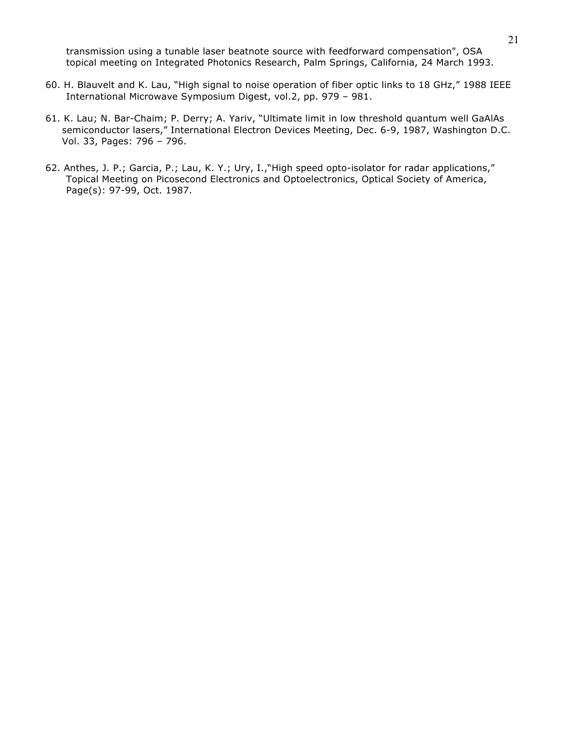transmission using a tunable laser beatnote source with feedforward compensation", OSA topical meeting on Integrated Photonics Research, Palm Springs, California, 24 March 1993.

60. H. Blauvelt and K. Lau, "High signal to noise operation of fiber optic links to 18 GHz," 1988 IEEE International Microwave Symposium Digest, vol.2, pp. 979 – 981.

61. K. Lau; N. Bar-Chaim; P. Derry; A. Yariv, "Ultimate limit in low threshold quantum well GaAlAs semiconductor lasers," International Electron Devices Meeting, Dec. 6-9, 1987, Washington D.C. Vol. 33, Pages: 796 – 796.

62. Anthes, J. P.; Garcia, P.; Lau, K. Y.; Ury, I.,"High speed opto-isolator for radar applications," Topical Meeting on Picosecond Electronics and Optoelectronics, Optical Society of America, Page(s): 97-99, Oct. 1987.